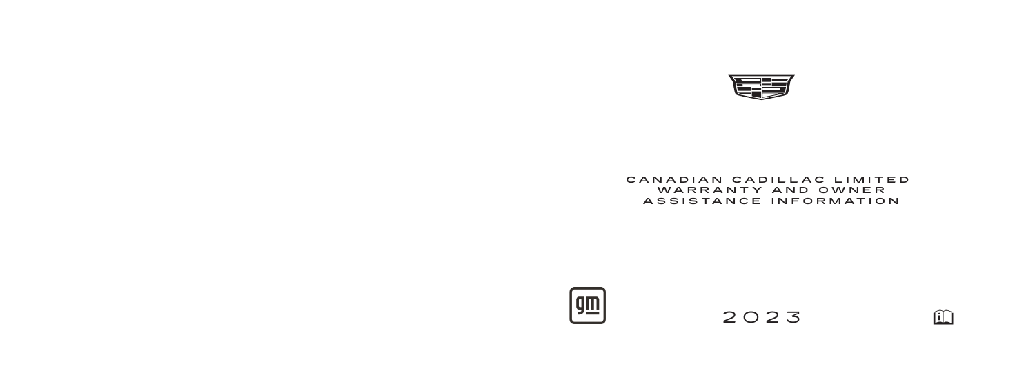# CANADIAN CADILLAC LIMITED WARRANTY AND OWNER ASSISTANCE INFORMATION

2023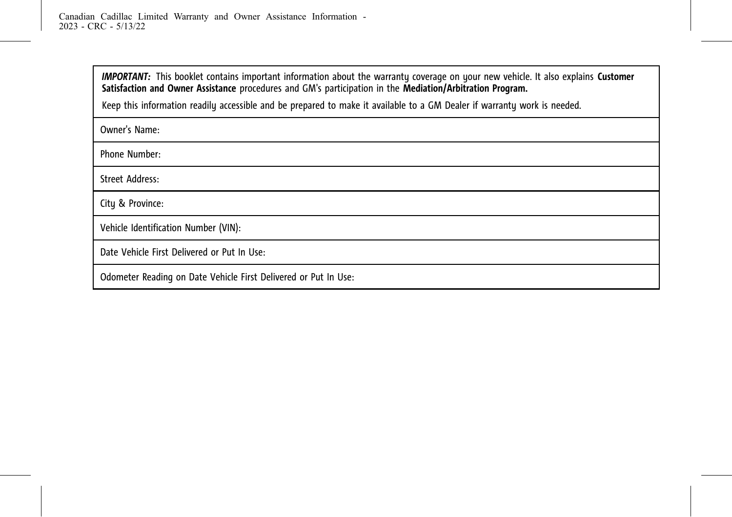***IMPORTANT:*** This booklet contains important information about the warranty coverage on your new vehicle. It also explains **Customer Satisfaction and Owner Assistance** procedures and GM's participation in the **Mediation/Arbitration Program.**

Keep this information readily accessible and be prepared to make it available to a GM Dealer if warranty work is needed.

| Owner's Name: |
|---|
| Phone Number: |
| Street Address: |
| City & Province: |
| Vehicle Identification Number (VIN): |
| Date Vehicle First Delivered or Put In Use: |
| Odometer Reading on Date Vehicle First Delivered or Put In Use: |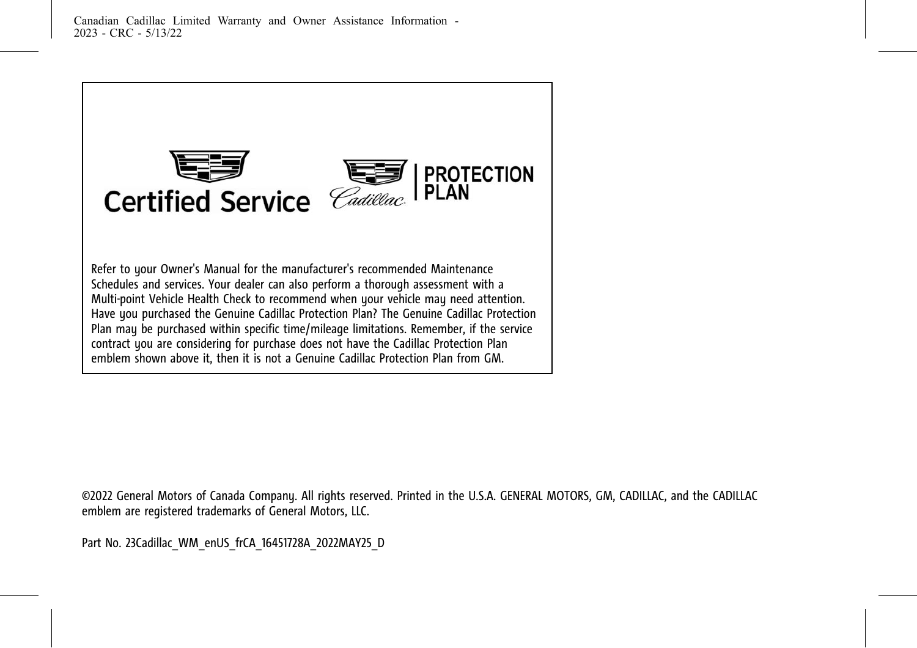Certified Service

Cadillac | PROTECTION PLAN

Refer to your Owner's Manual for the manufacturer's recommended Maintenance Schedules and services. Your dealer can also perform a thorough assessment with a Multi-point Vehicle Health Check to recommend when your vehicle may need attention. Have you purchased the Genuine Cadillac Protection Plan? The Genuine Cadillac Protection Plan may be purchased within specific time/mileage limitations. Remember, if the service contract you are considering for purchase does not have the Cadillac Protection Plan emblem shown above it, then it is not a Genuine Cadillac Protection Plan from GM.

©2022 General Motors of Canada Company. All rights reserved. Printed in the U.S.A. GENERAL MOTORS, GM, CADILLAC, and the CADILLAC emblem are registered trademarks of General Motors, LLC.

Part No. 23Cadillac_WM_enUS_frCA_16451728A_2022MAY25_D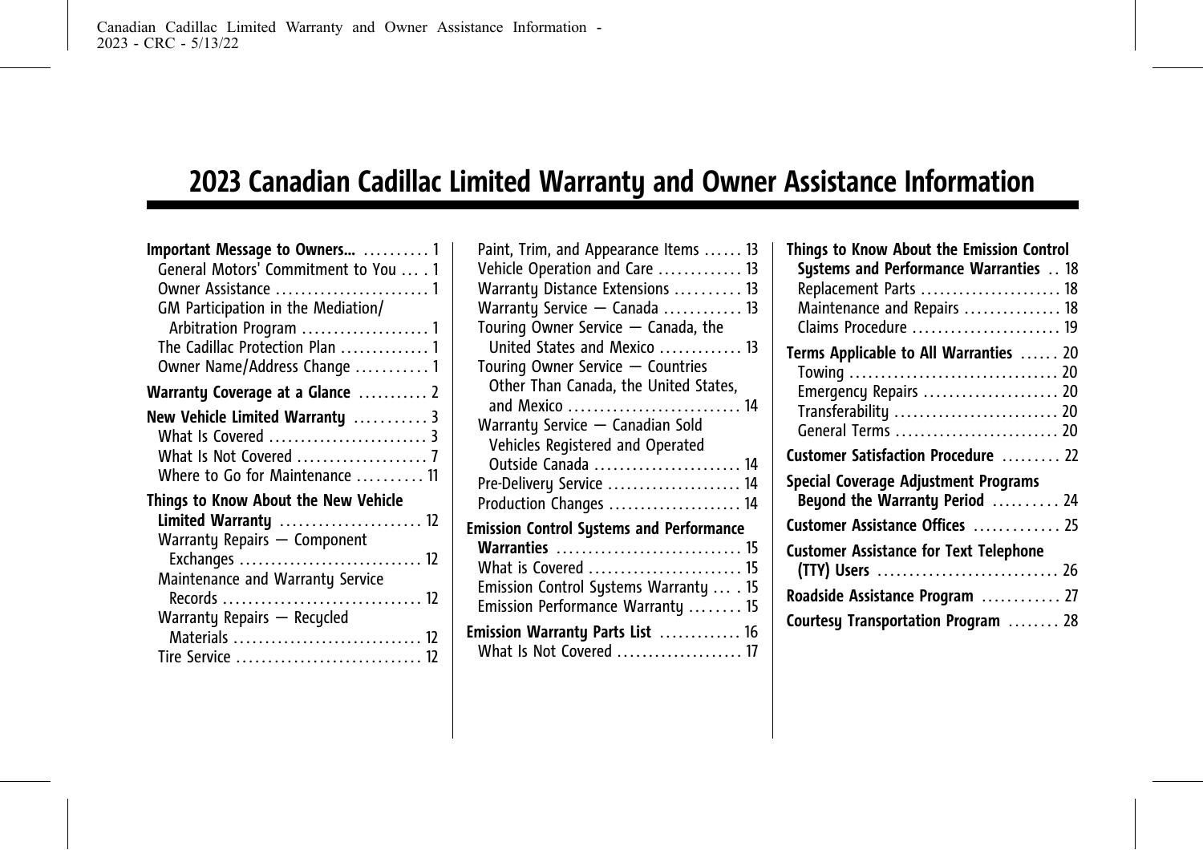# 2023 Canadian Cadillac Limited Warranty and Owner Assistance Information

**Important Message to Owners...** .......... 1
- General Motors' Commitment to You . . . 1
- Owner Assistance ........................ 1
- GM Participation in the Mediation/Arbitration Program .................... 1
- The Cadillac Protection Plan .............. 1
- Owner Name/Address Change ........... 1

**Warranty Coverage at a Glance** ........... 2

**New Vehicle Limited Warranty** ........... 3
- What Is Covered ......................... 3
- What Is Not Covered .................... 7
- Where to Go for Maintenance .......... 11

**Things to Know About the New Vehicle Limited Warranty** ...................... 12
- Warranty Repairs — Component Exchanges ............................ 12
- Maintenance and Warranty Service Records ............................... 12
- Warranty Repairs — Recycled Materials ............................. 12
- Tire Service ............................. 12
- Paint, Trim, and Appearance Items ...... 13
- Vehicle Operation and Care ............ 13
- Warranty Distance Extensions .......... 13
- Warranty Service — Canada ............ 13
- Touring Owner Service — Canada, the United States, and Mexico ............. 13
- Touring Owner Service — Countries Other Than Canada, the United States, and Mexico ........................... 14
- Warranty Service — Canadian Sold Vehicles Registered and Operated Outside Canada ....................... 14
- Pre-Delivery Service ..................... 14
- Production Changes ..................... 14

**Emission Control Systems and Performance Warranties** ............................. 15
- What is Covered ........................ 15
- Emission Control Systems Warranty . . . . 15
- Emission Performance Warranty ........ 15

**Emission Warranty Parts List** ............. 16
- What Is Not Covered .................... 17

**Things to Know About the Emission Control Systems and Performance Warranties** . . 18
- Replacement Parts ...................... 18
- Maintenance and Repairs ............... 18
- Claims Procedure ....................... 19

**Terms Applicable to All Warranties** ...... 20
- Towing ................................. 20
- Emergency Repairs ..................... 20
- Transferability .......................... 20
- General Terms .......................... 20

**Customer Satisfaction Procedure** ......... 22

**Special Coverage Adjustment Programs Beyond the Warranty Period** .......... 24

**Customer Assistance Offices** ............. 25

**Customer Assistance for Text Telephone (TTY) Users** ............................ 26

**Roadside Assistance Program** ............ 27

**Courtesy Transportation Program** ........ 28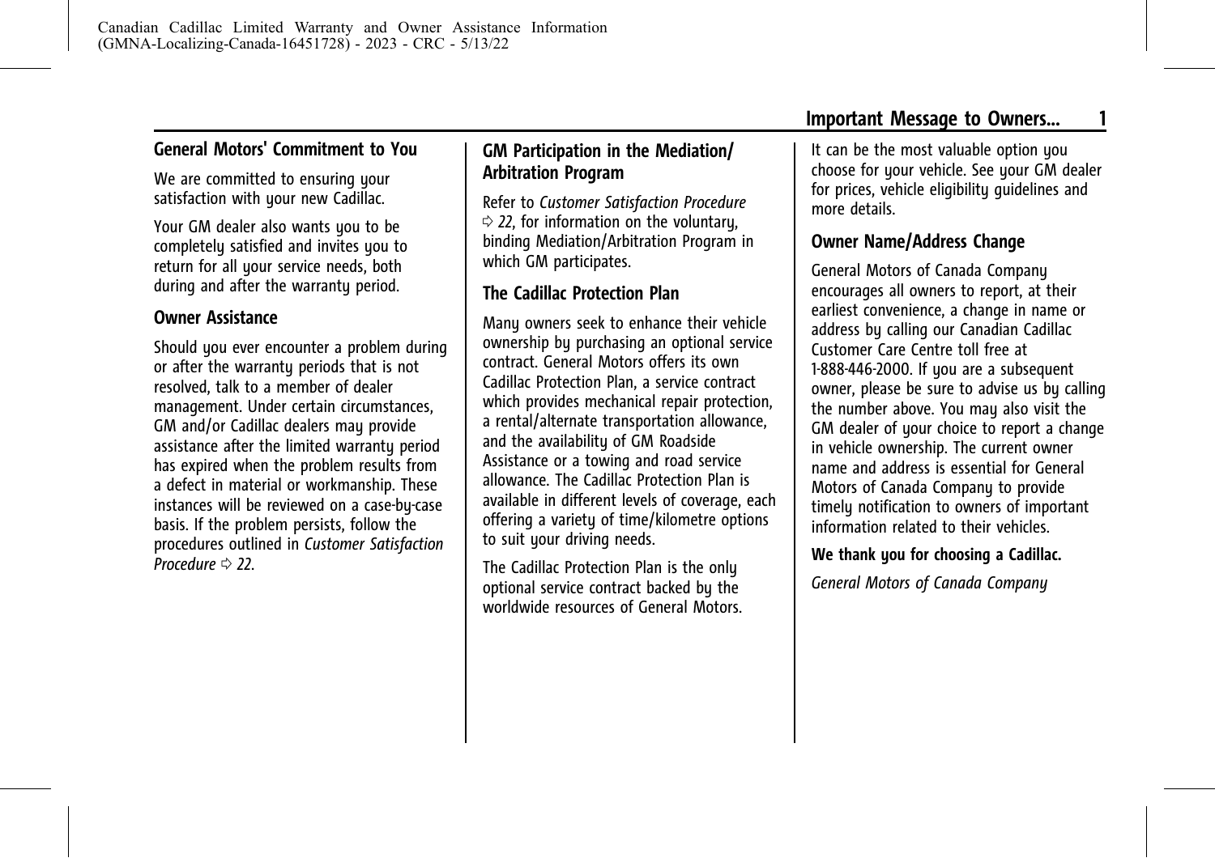## General Motors' Commitment to You

We are committed to ensuring your satisfaction with your new Cadillac.

Your GM dealer also wants you to be completely satisfied and invites you to return for all your service needs, both during and after the warranty period.

## Owner Assistance

Should you ever encounter a problem during or after the warranty periods that is not resolved, talk to a member of dealer management. Under certain circumstances, GM and/or Cadillac dealers may provide assistance after the limited warranty period has expired when the problem results from a defect in material or workmanship. These instances will be reviewed on a case-by-case basis. If the problem persists, follow the procedures outlined in *Customer Satisfaction Procedure* ⇨ *22*.

## GM Participation in the Mediation/ Arbitration Program

Refer to *Customer Satisfaction Procedure* ⇨ *22*, for information on the voluntary, binding Mediation/Arbitration Program in which GM participates.

## The Cadillac Protection Plan

Many owners seek to enhance their vehicle ownership by purchasing an optional service contract. General Motors offers its own Cadillac Protection Plan, a service contract which provides mechanical repair protection, a rental/alternate transportation allowance, and the availability of GM Roadside Assistance or a towing and road service allowance. The Cadillac Protection Plan is available in different levels of coverage, each offering a variety of time/kilometre options to suit your driving needs.

The Cadillac Protection Plan is the only optional service contract backed by the worldwide resources of General Motors. It can be the most valuable option you choose for your vehicle. See your GM dealer for prices, vehicle eligibility guidelines and more details.

## Owner Name/Address Change

General Motors of Canada Company encourages all owners to report, at their earliest convenience, a change in name or address by calling our Canadian Cadillac Customer Care Centre toll free at 1-888-446-2000. If you are a subsequent owner, please be sure to advise us by calling the number above. You may also visit the GM dealer of your choice to report a change in vehicle ownership. The current owner name and address is essential for General Motors of Canada Company to provide timely notification to owners of important information related to their vehicles.

**We thank you for choosing a Cadillac.**

*General Motors of Canada Company*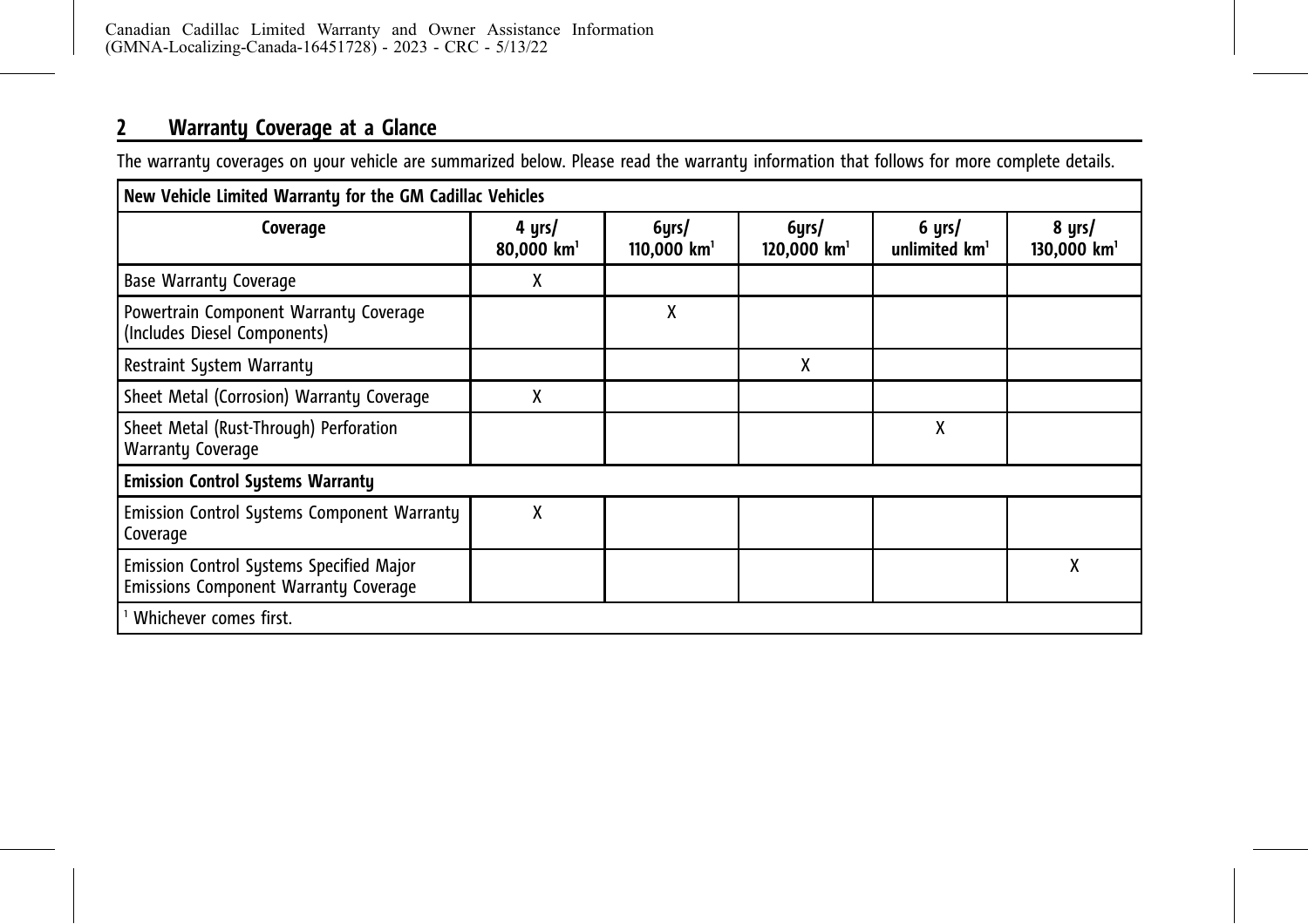## 2 Warranty Coverage at a Glance

The warranty coverages on your vehicle are summarized below. Please read the warranty information that follows for more complete details.

| New Vehicle Limited Warranty for the GM Cadillac Vehicles | | | | | |
|---|---|---|---|---|---|
| **Coverage** | **4 yrs/ 80,000 km[1]** | **6yrs/ 110,000 km[1]** | **6yrs/ 120,000 km[1]** | **6 yrs/ unlimited km[1]** | **8 yrs/ 130,000 km[1]** |
| Base Warranty Coverage | X | | | | |
| Powertrain Component Warranty Coverage (Includes Diesel Components) | | X | | | |
| Restraint System Warranty | | | X | | |
| Sheet Metal (Corrosion) Warranty Coverage | X | | | | |
| Sheet Metal (Rust-Through) Perforation Warranty Coverage | | | | X | |
| **Emission Control Systems Warranty** | | | | | |
| Emission Control Systems Component Warranty Coverage | X | | | | |
| Emission Control Systems Specified Major Emissions Component Warranty Coverage | | | | | X |

[1] Whichever comes first.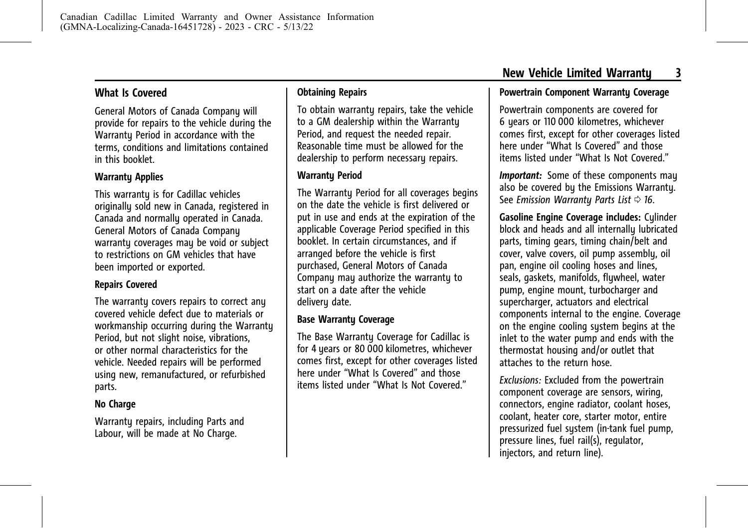## What Is Covered

General Motors of Canada Company will provide for repairs to the vehicle during the Warranty Period in accordance with the terms, conditions and limitations contained in this booklet.

### Warranty Applies

This warranty is for Cadillac vehicles originally sold new in Canada, registered in Canada and normally operated in Canada. General Motors of Canada Company warranty coverages may be void or subject to restrictions on GM vehicles that have been imported or exported.

### Repairs Covered

The warranty covers repairs to correct any covered vehicle defect due to materials or workmanship occurring during the Warranty Period, but not slight noise, vibrations, or other normal characteristics for the vehicle. Needed repairs will be performed using new, remanufactured, or refurbished parts.

### No Charge

Warranty repairs, including Parts and Labour, will be made at No Charge.

### Obtaining Repairs

To obtain warranty repairs, take the vehicle to a GM dealership within the Warranty Period, and request the needed repair. Reasonable time must be allowed for the dealership to perform necessary repairs.

### Warranty Period

The Warranty Period for all coverages begins on the date the vehicle is first delivered or put in use and ends at the expiration of the applicable Coverage Period specified in this booklet. In certain circumstances, and if arranged before the vehicle is first purchased, General Motors of Canada Company may authorize the warranty to start on a date after the vehicle delivery date.

### Base Warranty Coverage

The Base Warranty Coverage for Cadillac is for 4 years or 80 000 kilometres, whichever comes first, except for other coverages listed here under “What Is Covered” and those items listed under “What Is Not Covered.”

### Powertrain Component Warranty Coverage

Powertrain components are covered for 6 years or 110 000 kilometres, whichever comes first, except for other coverages listed here under “What Is Covered” and those items listed under “What Is Not Covered.”

***Important:*** Some of these components may also be covered by the Emissions Warranty. See *Emission Warranty Parts List* ⇨ *16*.

**Gasoline Engine Coverage includes:** Cylinder block and heads and all internally lubricated parts, timing gears, timing chain/belt and cover, valve covers, oil pump assembly, oil pan, engine oil cooling hoses and lines, seals, gaskets, manifolds, flywheel, water pump, engine mount, turbocharger and supercharger, actuators and electrical components internal to the engine. Coverage on the engine cooling system begins at the inlet to the water pump and ends with the thermostat housing and/or outlet that attaches to the return hose.

*Exclusions:* Excluded from the powertrain component coverage are sensors, wiring, connectors, engine radiator, coolant hoses, coolant, heater core, starter motor, entire pressurized fuel system (in-tank fuel pump, pressure lines, fuel rail(s), regulator, injectors, and return line).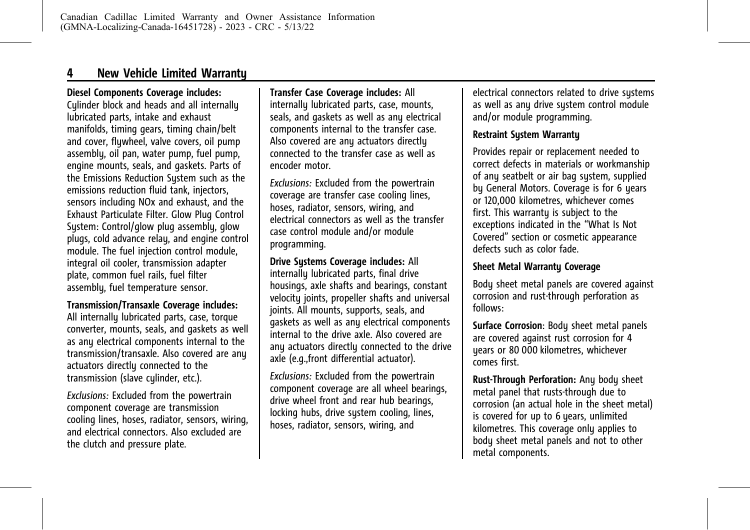**Diesel Components Coverage includes:** Cylinder block and heads and all internally lubricated parts, intake and exhaust manifolds, timing gears, timing chain/belt and cover, flywheel, valve covers, oil pump assembly, oil pan, water pump, fuel pump, engine mounts, seals, and gaskets. Parts of the Emissions Reduction System such as the emissions reduction fluid tank, injectors, sensors including NOx and exhaust, and the Exhaust Particulate Filter. Glow Plug Control System: Control/glow plug assembly, glow plugs, cold advance relay, and engine control module. The fuel injection control module, integral oil cooler, transmission adapter plate, common fuel rails, fuel filter assembly, fuel temperature sensor.

**Transmission/Transaxle Coverage includes:** All internally lubricated parts, case, torque converter, mounts, seals, and gaskets as well as any electrical components internal to the transmission/transaxle. Also covered are any actuators directly connected to the transmission (slave cylinder, etc.).

*Exclusions:* Excluded from the powertrain component coverage are transmission cooling lines, hoses, radiator, sensors, wiring, and electrical connectors. Also excluded are the clutch and pressure plate.

**Transfer Case Coverage includes:** All internally lubricated parts, case, mounts, seals, and gaskets as well as any electrical components internal to the transfer case. Also covered are any actuators directly connected to the transfer case as well as encoder motor.

*Exclusions:* Excluded from the powertrain coverage are transfer case cooling lines, hoses, radiator, sensors, wiring, and electrical connectors as well as the transfer case control module and/or module programming.

**Drive Systems Coverage includes:** All internally lubricated parts, final drive housings, axle shafts and bearings, constant velocity joints, propeller shafts and universal joints. All mounts, supports, seals, and gaskets as well as any electrical components internal to the drive axle. Also covered are any actuators directly connected to the drive axle (e.g.,front differential actuator).

*Exclusions:* Excluded from the powertrain component coverage are all wheel bearings, drive wheel front and rear hub bearings, locking hubs, drive system cooling, lines, hoses, radiator, sensors, wiring, and electrical connectors related to drive systems as well as any drive system control module and/or module programming.

### Restraint System Warranty

Provides repair or replacement needed to correct defects in materials or workmanship of any seatbelt or air bag system, supplied by General Motors. Coverage is for 6 years or 120,000 kilometres, whichever comes first. This warranty is subject to the exceptions indicated in the "What Is Not Covered" section or cosmetic appearance defects such as color fade.

### Sheet Metal Warranty Coverage

Body sheet metal panels are covered against corrosion and rust-through perforation as follows:

**Surface Corrosion**: Body sheet metal panels are covered against rust corrosion for 4 years or 80 000 kilometres, whichever comes first.

**Rust-Through Perforation:** Any body sheet metal panel that rusts-through due to corrosion (an actual hole in the sheet metal) is covered for up to 6 years, unlimited kilometres. This coverage only applies to body sheet metal panels and not to other metal components.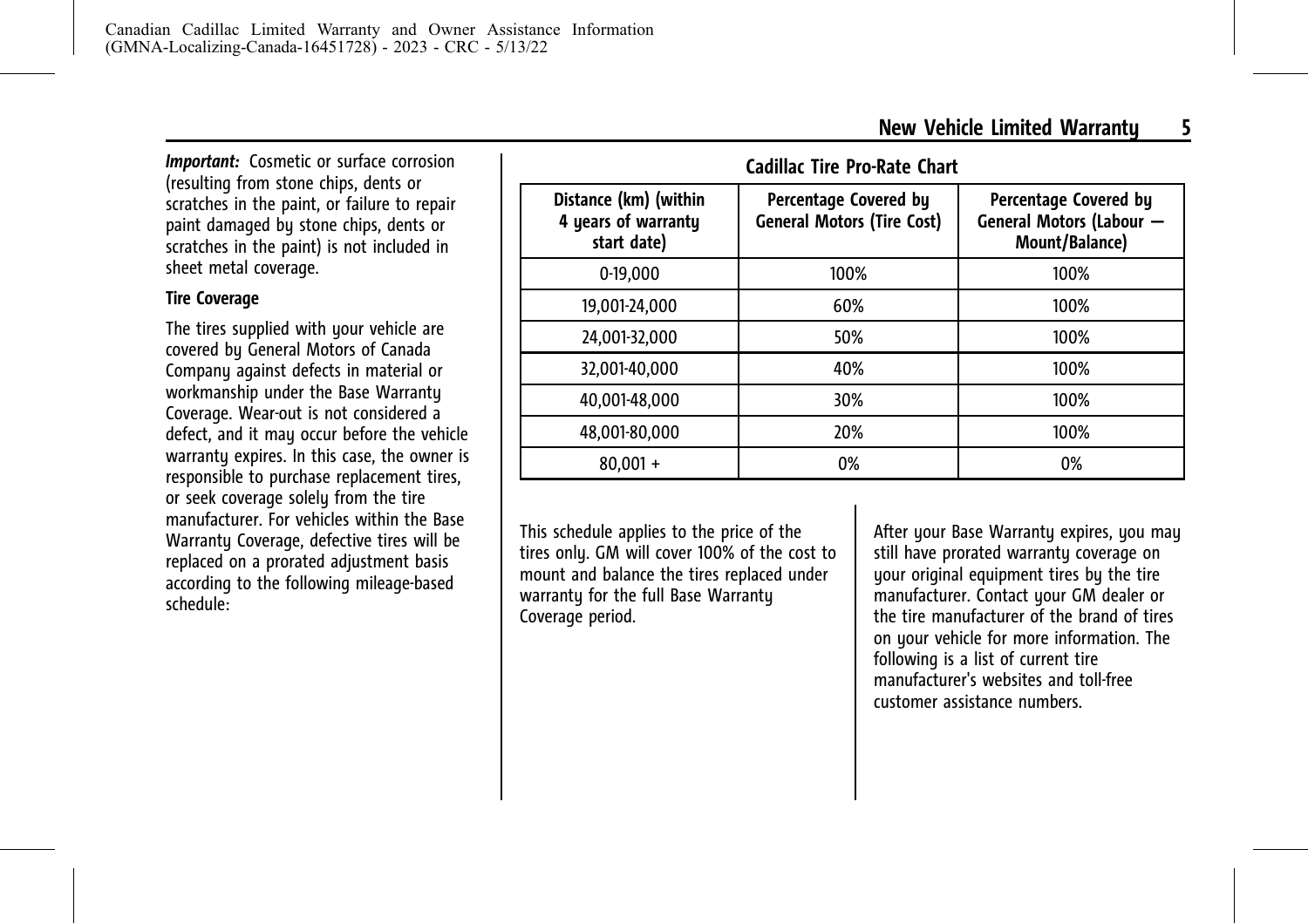***Important:*** Cosmetic or surface corrosion (resulting from stone chips, dents or scratches in the paint, or failure to repair paint damaged by stone chips, dents or scratches in the paint) is not included in sheet metal coverage.

**Tire Coverage**

The tires supplied with your vehicle are covered by General Motors of Canada Company against defects in material or workmanship under the Base Warranty Coverage. Wear-out is not considered a defect, and it may occur before the vehicle warranty expires. In this case, the owner is responsible to purchase replacement tires, or seek coverage solely from the tire manufacturer. For vehicles within the Base Warranty Coverage, defective tires will be replaced on a prorated adjustment basis according to the following mileage-based schedule:

**Cadillac Tire Pro-Rate Chart**

| Distance (km) (within 4 years of warranty start date) | Percentage Covered by General Motors (Tire Cost) | Percentage Covered by General Motors (Labour — Mount/Balance) |
|---|---|---|
| 0-19,000 | 100% | 100% |
| 19,001-24,000 | 60% | 100% |
| 24,001-32,000 | 50% | 100% |
| 32,001-40,000 | 40% | 100% |
| 40,001-48,000 | 30% | 100% |
| 48,001-80,000 | 20% | 100% |
| 80,001 + | 0% | 0% |

This schedule applies to the price of the tires only. GM will cover 100% of the cost to mount and balance the tires replaced under warranty for the full Base Warranty Coverage period.

After your Base Warranty expires, you may still have prorated warranty coverage on your original equipment tires by the tire manufacturer. Contact your GM dealer or the tire manufacturer of the brand of tires on your vehicle for more information. The following is a list of current tire manufacturer's websites and toll-free customer assistance numbers.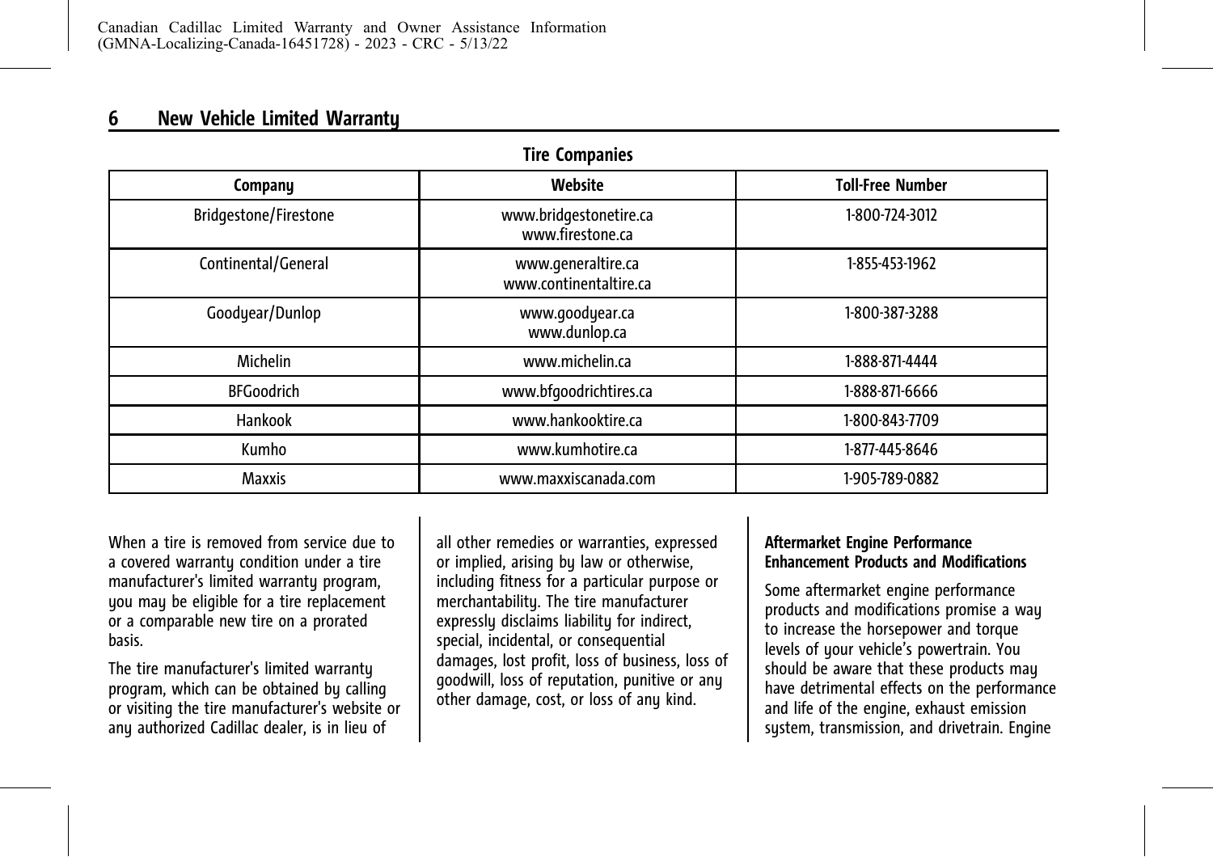**Tire Companies**

| Company | Website | Toll-Free Number |
|---|---|---|
| Bridgestone/Firestone | www.bridgestonetire.ca<br>www.firestone.ca | 1-800-724-3012 |
| Continental/General | www.generaltire.ca<br>www.continentaltire.ca | 1-855-453-1962 |
| Goodyear/Dunlop | www.goodyear.ca<br>www.dunlop.ca | 1-800-387-3288 |
| Michelin | www.michelin.ca | 1-888-871-4444 |
| BFGoodrich | www.bfgoodrichtires.ca | 1-888-871-6666 |
| Hankook | www.hankooktire.ca | 1-800-843-7709 |
| Kumho | www.kumhotire.ca | 1-877-445-8646 |
| Maxxis | www.maxxiscanada.com | 1-905-789-0882 |

When a tire is removed from service due to a covered warranty condition under a tire manufacturer's limited warranty program, you may be eligible for a tire replacement or a comparable new tire on a prorated basis.

The tire manufacturer's limited warranty program, which can be obtained by calling or visiting the tire manufacturer's website or any authorized Cadillac dealer, is in lieu of all other remedies or warranties, expressed or implied, arising by law or otherwise, including fitness for a particular purpose or merchantability. The tire manufacturer expressly disclaims liability for indirect, special, incidental, or consequential damages, lost profit, loss of business, loss of goodwill, loss of reputation, punitive or any other damage, cost, or loss of any kind.

### Aftermarket Engine Performance Enhancement Products and Modifications

Some aftermarket engine performance products and modifications promise a way to increase the horsepower and torque levels of your vehicle's powertrain. You should be aware that these products may have detrimental effects on the performance and life of the engine, exhaust emission system, transmission, and drivetrain. Engine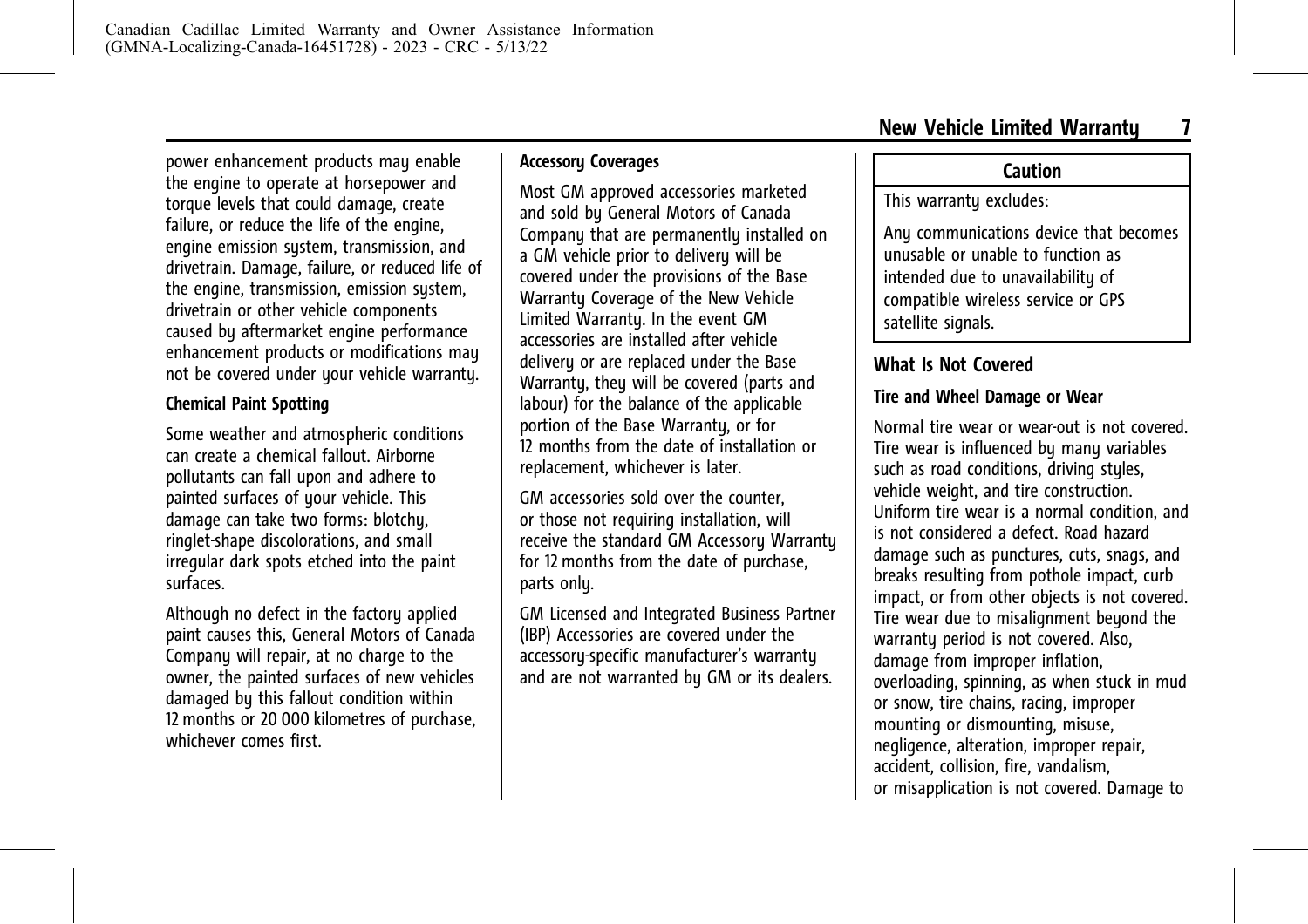power enhancement products may enable the engine to operate at horsepower and torque levels that could damage, create failure, or reduce the life of the engine, engine emission system, transmission, and drivetrain. Damage, failure, or reduced life of the engine, transmission, emission system, drivetrain or other vehicle components caused by aftermarket engine performance enhancement products or modifications may not be covered under your vehicle warranty.

#### Chemical Paint Spotting

Some weather and atmospheric conditions can create a chemical fallout. Airborne pollutants can fall upon and adhere to painted surfaces of your vehicle. This damage can take two forms: blotchy, ringlet-shape discolorations, and small irregular dark spots etched into the paint surfaces.

Although no defect in the factory applied paint causes this, General Motors of Canada Company will repair, at no charge to the owner, the painted surfaces of new vehicles damaged by this fallout condition within 12 months or 20 000 kilometres of purchase, whichever comes first.

#### Accessory Coverages

Most GM approved accessories marketed and sold by General Motors of Canada Company that are permanently installed on a GM vehicle prior to delivery will be covered under the provisions of the Base Warranty Coverage of the New Vehicle Limited Warranty. In the event GM accessories are installed after vehicle delivery or are replaced under the Base Warranty, they will be covered (parts and labour) for the balance of the applicable portion of the Base Warranty, or for 12 months from the date of installation or replacement, whichever is later.

GM accessories sold over the counter, or those not requiring installation, will receive the standard GM Accessory Warranty for 12 months from the date of purchase, parts only.

GM Licensed and Integrated Business Partner (IBP) Accessories are covered under the accessory-specific manufacturer's warranty and are not warranted by GM or its dealers.

> **Caution**
>
> This warranty excludes:
>
> Any communications device that becomes unusable or unable to function as intended due to unavailability of compatible wireless service or GPS satellite signals.

## What Is Not Covered

#### Tire and Wheel Damage or Wear

Normal tire wear or wear-out is not covered. Tire wear is influenced by many variables such as road conditions, driving styles, vehicle weight, and tire construction. Uniform tire wear is a normal condition, and is not considered a defect. Road hazard damage such as punctures, cuts, snags, and breaks resulting from pothole impact, curb impact, or from other objects is not covered. Tire wear due to misalignment beyond the warranty period is not covered. Also, damage from improper inflation, overloading, spinning, as when stuck in mud or snow, tire chains, racing, improper mounting or dismounting, misuse, negligence, alteration, improper repair, accident, collision, fire, vandalism, or misapplication is not covered. Damage to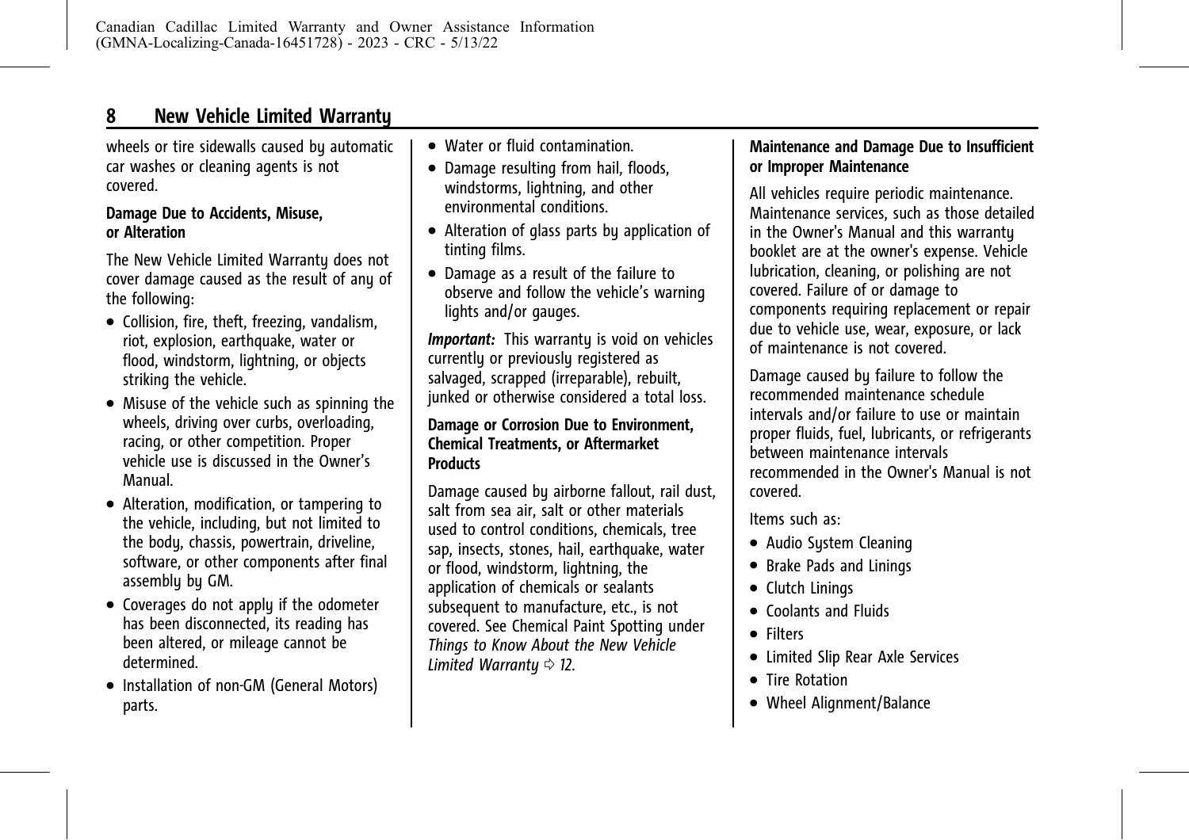wheels or tire sidewalls caused by automatic car washes or cleaning agents is not covered.

#### Damage Due to Accidents, Misuse, or Alteration

The New Vehicle Limited Warranty does not cover damage caused as the result of any of the following:

- Collision, fire, theft, freezing, vandalism, riot, explosion, earthquake, water or flood, windstorm, lightning, or objects striking the vehicle.
- Misuse of the vehicle such as spinning the wheels, driving over curbs, overloading, racing, or other competition. Proper vehicle use is discussed in the Owner's Manual.
- Alteration, modification, or tampering to the vehicle, including, but not limited to the body, chassis, powertrain, driveline, software, or other components after final assembly by GM.
- Coverages do not apply if the odometer has been disconnected, its reading has been altered, or mileage cannot be determined.
- Installation of non-GM (General Motors) parts.
- Water or fluid contamination.
- Damage resulting from hail, floods, windstorms, lightning, and other environmental conditions.
- Alteration of glass parts by application of tinting films.
- Damage as a result of the failure to observe and follow the vehicle's warning lights and/or gauges.

***Important:*** This warranty is void on vehicles currently or previously registered as salvaged, scrapped (irreparable), rebuilt, junked or otherwise considered a total loss.

#### Damage or Corrosion Due to Environment, Chemical Treatments, or Aftermarket Products

Damage caused by airborne fallout, rail dust, salt from sea air, salt or other materials used to control conditions, chemicals, tree sap, insects, stones, hail, earthquake, water or flood, windstorm, lightning, the application of chemicals or sealants subsequent to manufacture, etc., is not covered. See Chemical Paint Spotting under *Things to Know About the New Vehicle Limited Warranty ⇨ 12*.

#### Maintenance and Damage Due to Insufficient or Improper Maintenance

All vehicles require periodic maintenance. Maintenance services, such as those detailed in the Owner's Manual and this warranty booklet are at the owner's expense. Vehicle lubrication, cleaning, or polishing are not covered. Failure of or damage to components requiring replacement or repair due to vehicle use, wear, exposure, or lack of maintenance is not covered.

Damage caused by failure to follow the recommended maintenance schedule intervals and/or failure to use or maintain proper fluids, fuel, lubricants, or refrigerants between maintenance intervals recommended in the Owner's Manual is not covered.

Items such as:

- Audio System Cleaning
- Brake Pads and Linings
- Clutch Linings
- Coolants and Fluids
- Filters
- Limited Slip Rear Axle Services
- Tire Rotation
- Wheel Alignment/Balance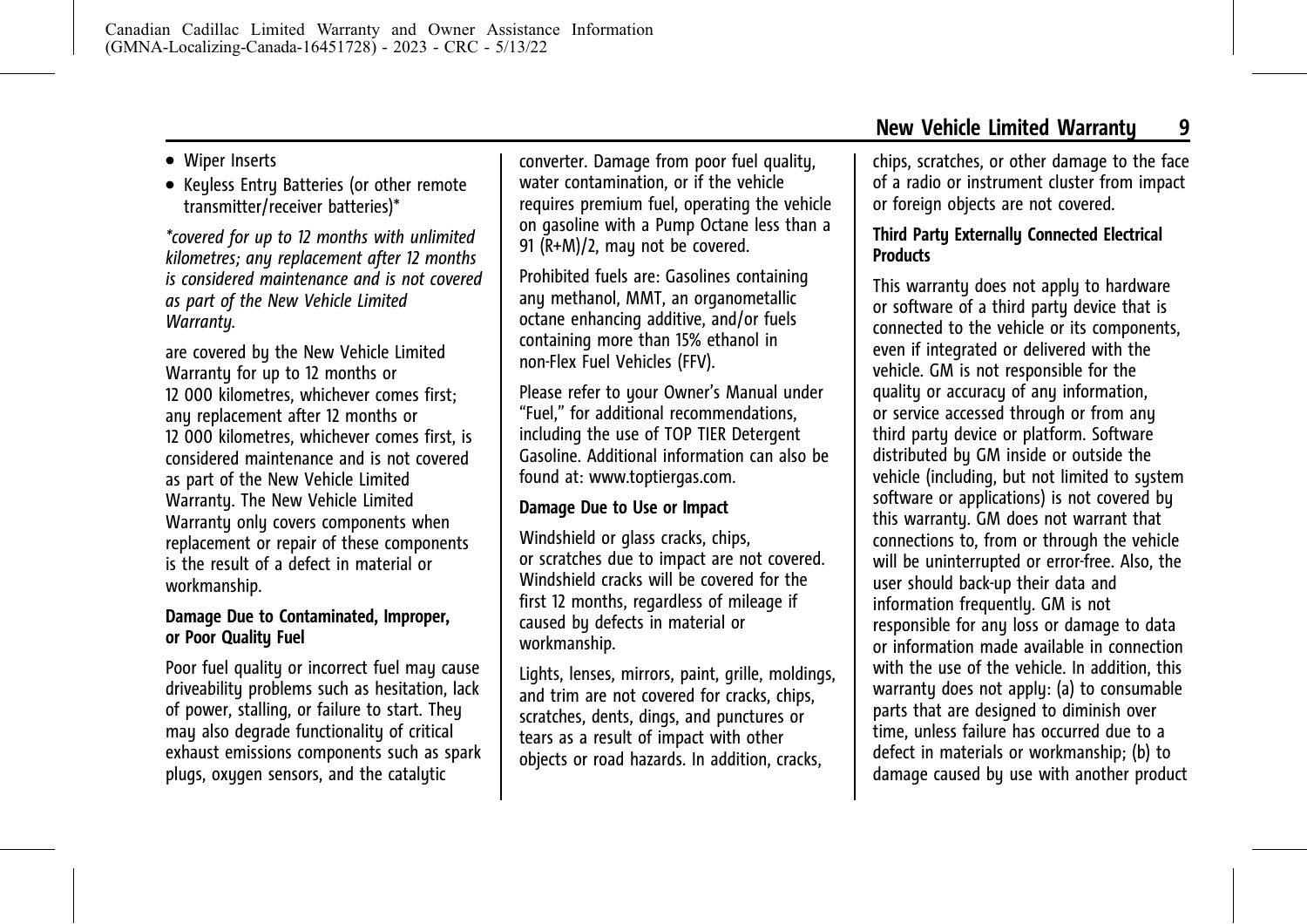- Wiper Inserts
- Keyless Entry Batteries (or other remote transmitter/receiver batteries)*

*\*covered for up to 12 months with unlimited kilometres; any replacement after 12 months is considered maintenance and is not covered as part of the New Vehicle Limited Warranty.*

are covered by the New Vehicle Limited Warranty for up to 12 months or 12 000 kilometres, whichever comes first; any replacement after 12 months or 12 000 kilometres, whichever comes first, is considered maintenance and is not covered as part of the New Vehicle Limited Warranty. The New Vehicle Limited Warranty only covers components when replacement or repair of these components is the result of a defect in material or workmanship.

**Damage Due to Contaminated, Improper, or Poor Quality Fuel**

Poor fuel quality or incorrect fuel may cause driveability problems such as hesitation, lack of power, stalling, or failure to start. They may also degrade functionality of critical exhaust emissions components such as spark plugs, oxygen sensors, and the catalytic converter. Damage from poor fuel quality, water contamination, or if the vehicle requires premium fuel, operating the vehicle on gasoline with a Pump Octane less than a 91 (R+M)/2, may not be covered.

Prohibited fuels are: Gasolines containing any methanol, MMT, an organometallic octane enhancing additive, and/or fuels containing more than 15% ethanol in non-Flex Fuel Vehicles (FFV).

Please refer to your Owner's Manual under "Fuel," for additional recommendations, including the use of TOP TIER Detergent Gasoline. Additional information can also be found at: www.toptiergas.com.

**Damage Due to Use or Impact**

Windshield or glass cracks, chips, or scratches due to impact are not covered. Windshield cracks will be covered for the first 12 months, regardless of mileage if caused by defects in material or workmanship.

Lights, lenses, mirrors, paint, grille, moldings, and trim are not covered for cracks, chips, scratches, dents, dings, and punctures or tears as a result of impact with other objects or road hazards. In addition, cracks, chips, scratches, or other damage to the face of a radio or instrument cluster from impact or foreign objects are not covered.

**Third Party Externally Connected Electrical Products**

This warranty does not apply to hardware or software of a third party device that is connected to the vehicle or its components, even if integrated or delivered with the vehicle. GM is not responsible for the quality or accuracy of any information, or service accessed through or from any third party device or platform. Software distributed by GM inside or outside the vehicle (including, but not limited to system software or applications) is not covered by this warranty. GM does not warrant that connections to, from or through the vehicle will be uninterrupted or error-free. Also, the user should back-up their data and information frequently. GM is not responsible for any loss or damage to data or information made available in connection with the use of the vehicle. In addition, this warranty does not apply: (a) to consumable parts that are designed to diminish over time, unless failure has occurred due to a defect in materials or workmanship; (b) to damage caused by use with another product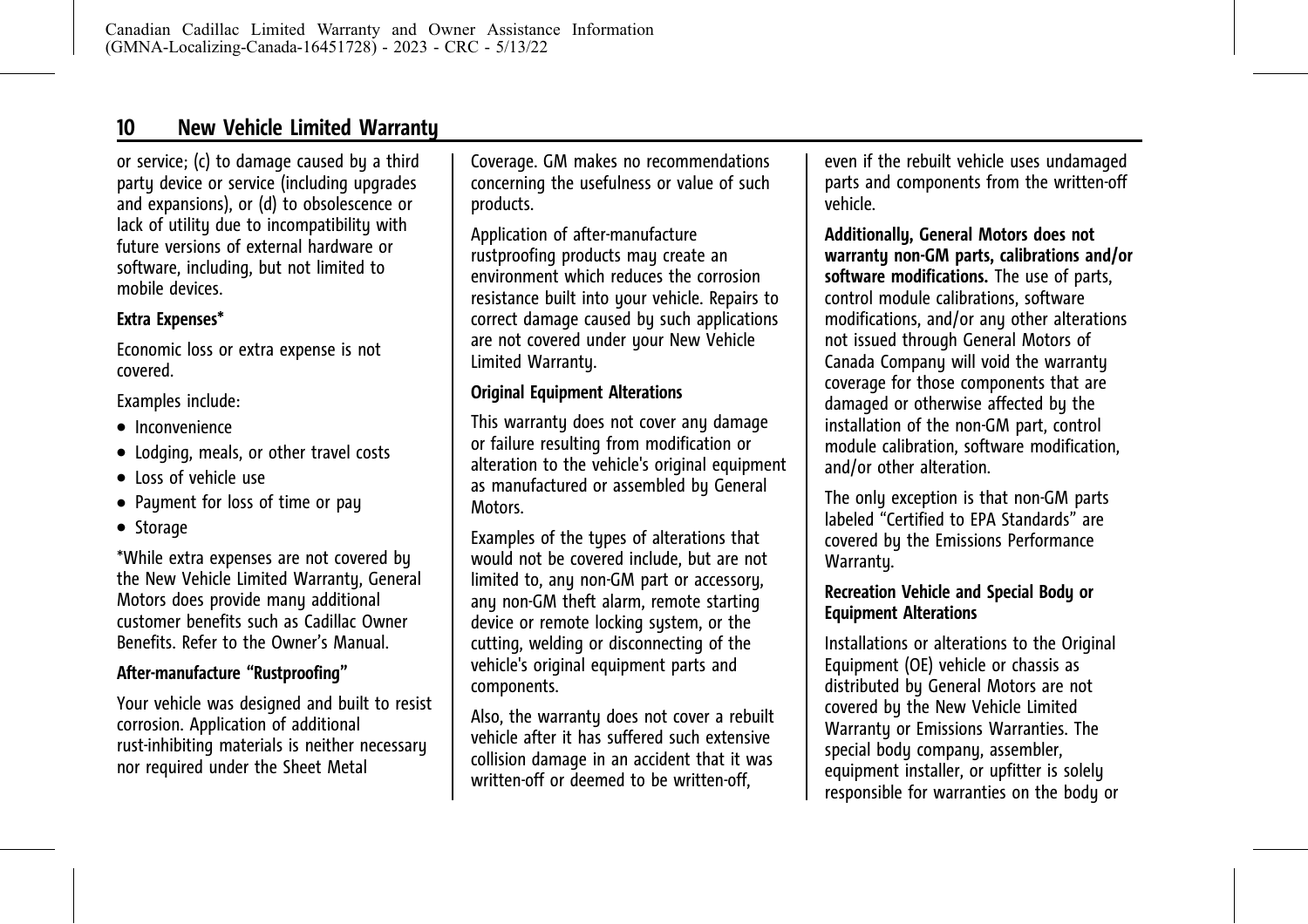or service; (c) to damage caused by a third party device or service (including upgrades and expansions), or (d) to obsolescence or lack of utility due to incompatibility with future versions of external hardware or software, including, but not limited to mobile devices.

**Extra Expenses***

Economic loss or extra expense is not covered.

Examples include:

- Inconvenience
- Lodging, meals, or other travel costs
- Loss of vehicle use
- Payment for loss of time or pay
- Storage

*While extra expenses are not covered by the New Vehicle Limited Warranty, General Motors does provide many additional customer benefits such as Cadillac Owner Benefits. Refer to the Owner's Manual.

**After-manufacture "Rustproofing"**

Your vehicle was designed and built to resist corrosion. Application of additional rust-inhibiting materials is neither necessary nor required under the Sheet Metal Coverage. GM makes no recommendations concerning the usefulness or value of such products.

Application of after-manufacture rustproofing products may create an environment which reduces the corrosion resistance built into your vehicle. Repairs to correct damage caused by such applications are not covered under your New Vehicle Limited Warranty.

**Original Equipment Alterations**

This warranty does not cover any damage or failure resulting from modification or alteration to the vehicle's original equipment as manufactured or assembled by General Motors.

Examples of the types of alterations that would not be covered include, but are not limited to, any non-GM part or accessory, any non-GM theft alarm, remote starting device or remote locking system, or the cutting, welding or disconnecting of the vehicle's original equipment parts and components.

Also, the warranty does not cover a rebuilt vehicle after it has suffered such extensive collision damage in an accident that it was written-off or deemed to be written-off, even if the rebuilt vehicle uses undamaged parts and components from the written-off vehicle.

**Additionally, General Motors does not warranty non-GM parts, calibrations and/or software modifications.** The use of parts, control module calibrations, software modifications, and/or any other alterations not issued through General Motors of Canada Company will void the warranty coverage for those components that are damaged or otherwise affected by the installation of the non-GM part, control module calibration, software modification, and/or other alteration.

The only exception is that non-GM parts labeled "Certified to EPA Standards" are covered by the Emissions Performance Warranty.

**Recreation Vehicle and Special Body or Equipment Alterations**

Installations or alterations to the Original Equipment (OE) vehicle or chassis as distributed by General Motors are not covered by the New Vehicle Limited Warranty or Emissions Warranties. The special body company, assembler, equipment installer, or upfitter is solely responsible for warranties on the body or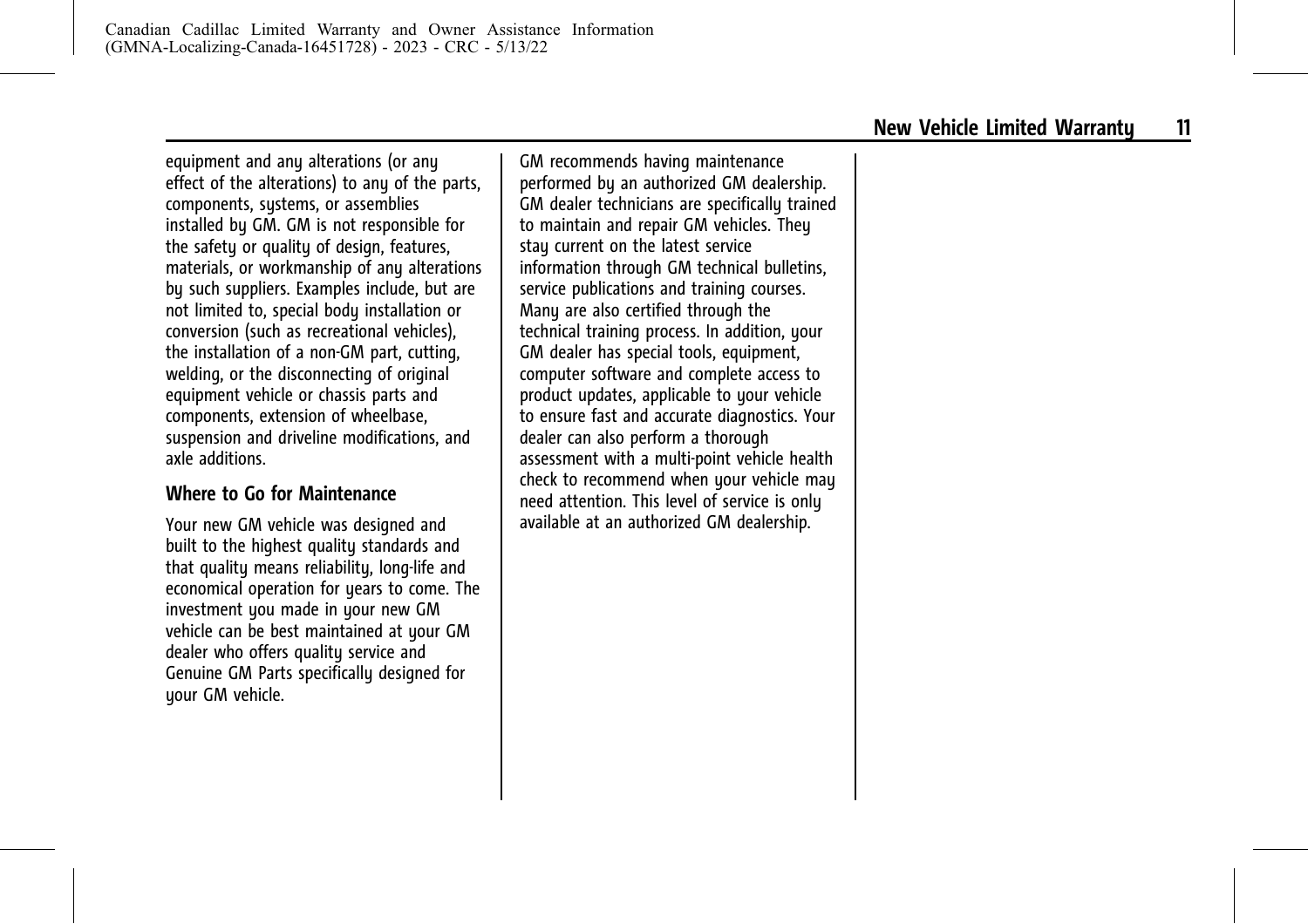equipment and any alterations (or any effect of the alterations) to any of the parts, components, systems, or assemblies installed by GM. GM is not responsible for the safety or quality of design, features, materials, or workmanship of any alterations by such suppliers. Examples include, but are not limited to, special body installation or conversion (such as recreational vehicles), the installation of a non-GM part, cutting, welding, or the disconnecting of original equipment vehicle or chassis parts and components, extension of wheelbase, suspension and driveline modifications, and axle additions.

### Where to Go for Maintenance

Your new GM vehicle was designed and built to the highest quality standards and that quality means reliability, long-life and economical operation for years to come. The investment you made in your new GM vehicle can be best maintained at your GM dealer who offers quality service and Genuine GM Parts specifically designed for your GM vehicle.

GM recommends having maintenance performed by an authorized GM dealership. GM dealer technicians are specifically trained to maintain and repair GM vehicles. They stay current on the latest service information through GM technical bulletins, service publications and training courses. Many are also certified through the technical training process. In addition, your GM dealer has special tools, equipment, computer software and complete access to product updates, applicable to your vehicle to ensure fast and accurate diagnostics. Your dealer can also perform a thorough assessment with a multi-point vehicle health check to recommend when your vehicle may need attention. This level of service is only available at an authorized GM dealership.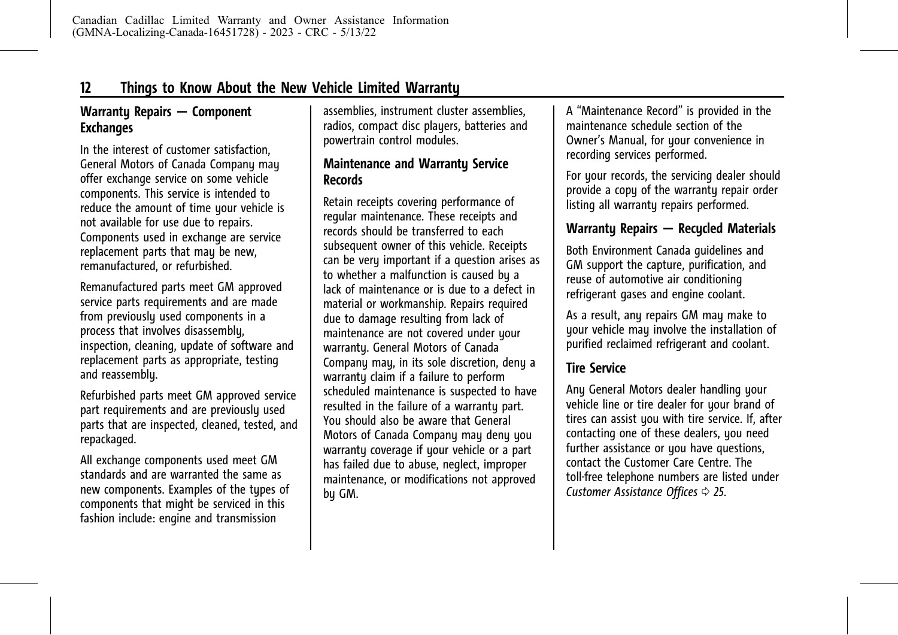### Warranty Repairs — Component Exchanges

In the interest of customer satisfaction, General Motors of Canada Company may offer exchange service on some vehicle components. This service is intended to reduce the amount of time your vehicle is not available for use due to repairs. Components used in exchange are service replacement parts that may be new, remanufactured, or refurbished.

Remanufactured parts meet GM approved service parts requirements and are made from previously used components in a process that involves disassembly, inspection, cleaning, update of software and replacement parts as appropriate, testing and reassembly.

Refurbished parts meet GM approved service part requirements and are previously used parts that are inspected, cleaned, tested, and repackaged.

All exchange components used meet GM standards and are warranted the same as new components. Examples of the types of components that might be serviced in this fashion include: engine and transmission assemblies, instrument cluster assemblies, radios, compact disc players, batteries and powertrain control modules.

### Maintenance and Warranty Service Records

Retain receipts covering performance of regular maintenance. These receipts and records should be transferred to each subsequent owner of this vehicle. Receipts can be very important if a question arises as to whether a malfunction is caused by a lack of maintenance or is due to a defect in material or workmanship. Repairs required due to damage resulting from lack of maintenance are not covered under your warranty. General Motors of Canada Company may, in its sole discretion, deny a warranty claim if a failure to perform scheduled maintenance is suspected to have resulted in the failure of a warranty part. You should also be aware that General Motors of Canada Company may deny you warranty coverage if your vehicle or a part has failed due to abuse, neglect, improper maintenance, or modifications not approved by GM.

A "Maintenance Record" is provided in the maintenance schedule section of the Owner's Manual, for your convenience in recording services performed.

For your records, the servicing dealer should provide a copy of the warranty repair order listing all warranty repairs performed.

### Warranty Repairs — Recycled Materials

Both Environment Canada guidelines and GM support the capture, purification, and reuse of automotive air conditioning refrigerant gases and engine coolant.

As a result, any repairs GM may make to your vehicle may involve the installation of purified reclaimed refrigerant and coolant.

### Tire Service

Any General Motors dealer handling your vehicle line or tire dealer for your brand of tires can assist you with tire service. If, after contacting one of these dealers, you need further assistance or you have questions, contact the Customer Care Centre. The toll-free telephone numbers are listed under *Customer Assistance Offices* ⇨ *25*.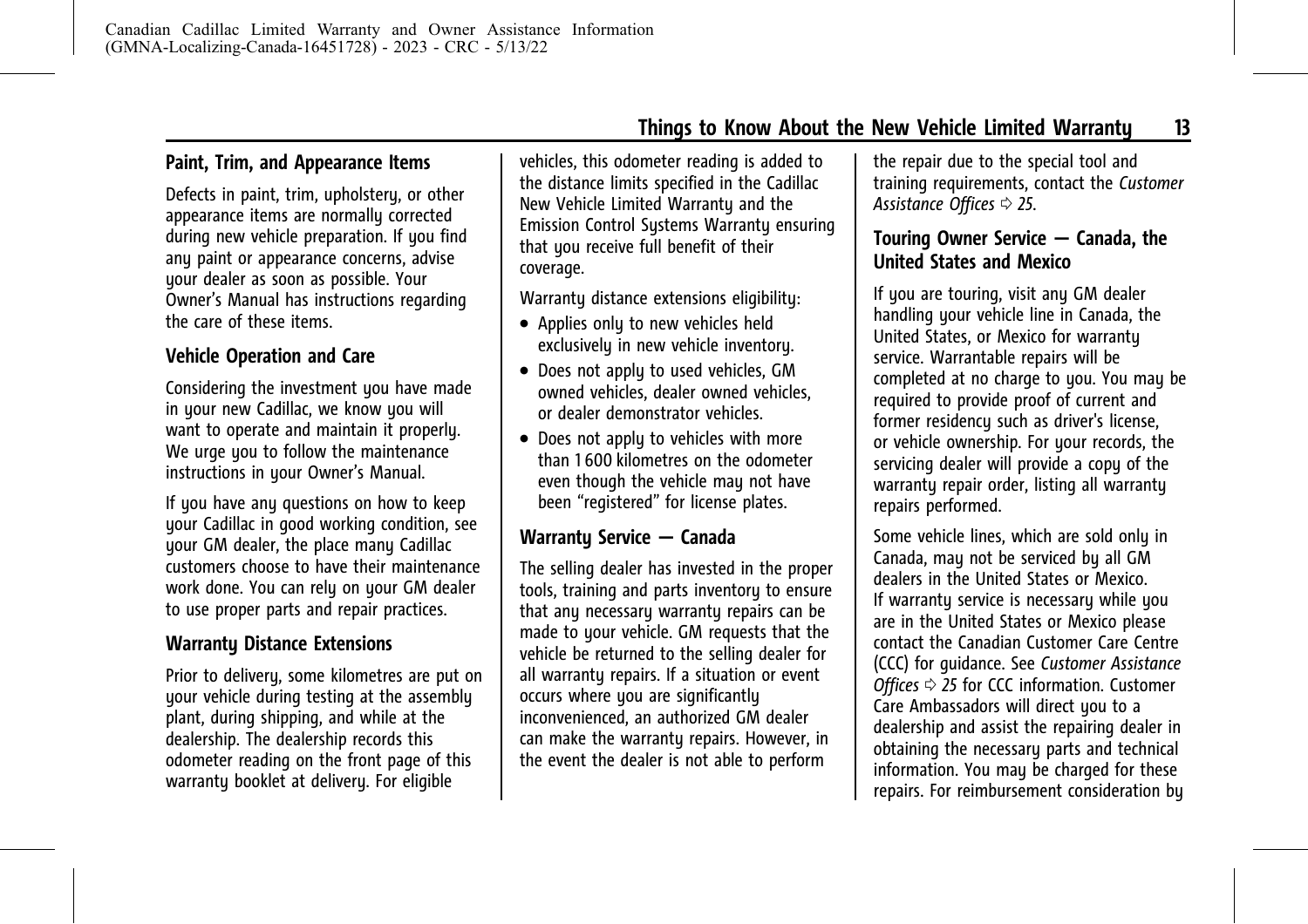## Paint, Trim, and Appearance Items

Defects in paint, trim, upholstery, or other appearance items are normally corrected during new vehicle preparation. If you find any paint or appearance concerns, advise your dealer as soon as possible. Your Owner's Manual has instructions regarding the care of these items.

## Vehicle Operation and Care

Considering the investment you have made in your new Cadillac, we know you will want to operate and maintain it properly. We urge you to follow the maintenance instructions in your Owner's Manual.

If you have any questions on how to keep your Cadillac in good working condition, see your GM dealer, the place many Cadillac customers choose to have their maintenance work done. You can rely on your GM dealer to use proper parts and repair practices.

## Warranty Distance Extensions

Prior to delivery, some kilometres are put on your vehicle during testing at the assembly plant, during shipping, and while at the dealership. The dealership records this odometer reading on the front page of this warranty booklet at delivery. For eligible vehicles, this odometer reading is added to the distance limits specified in the Cadillac New Vehicle Limited Warranty and the Emission Control Systems Warranty ensuring that you receive full benefit of their coverage.

Warranty distance extensions eligibility:

- Applies only to new vehicles held exclusively in new vehicle inventory.
- Does not apply to used vehicles, GM owned vehicles, dealer owned vehicles, or dealer demonstrator vehicles.
- Does not apply to vehicles with more than 1 600 kilometres on the odometer even though the vehicle may not have been "registered" for license plates.

## Warranty Service — Canada

The selling dealer has invested in the proper tools, training and parts inventory to ensure that any necessary warranty repairs can be made to your vehicle. GM requests that the vehicle be returned to the selling dealer for all warranty repairs. If a situation or event occurs where you are significantly inconvenienced, an authorized GM dealer can make the warranty repairs. However, in the event the dealer is not able to perform the repair due to the special tool and training requirements, contact the *Customer Assistance Offices* ⇨ *25*.

## Touring Owner Service — Canada, the United States and Mexico

If you are touring, visit any GM dealer handling your vehicle line in Canada, the United States, or Mexico for warranty service. Warrantable repairs will be completed at no charge to you. You may be required to provide proof of current and former residency such as driver's license, or vehicle ownership. For your records, the servicing dealer will provide a copy of the warranty repair order, listing all warranty repairs performed.

Some vehicle lines, which are sold only in Canada, may not be serviced by all GM dealers in the United States or Mexico. If warranty service is necessary while you are in the United States or Mexico please contact the Canadian Customer Care Centre (CCC) for guidance. See *Customer Assistance Offices* ⇨ *25* for CCC information. Customer Care Ambassadors will direct you to a dealership and assist the repairing dealer in obtaining the necessary parts and technical information. You may be charged for these repairs. For reimbursement consideration by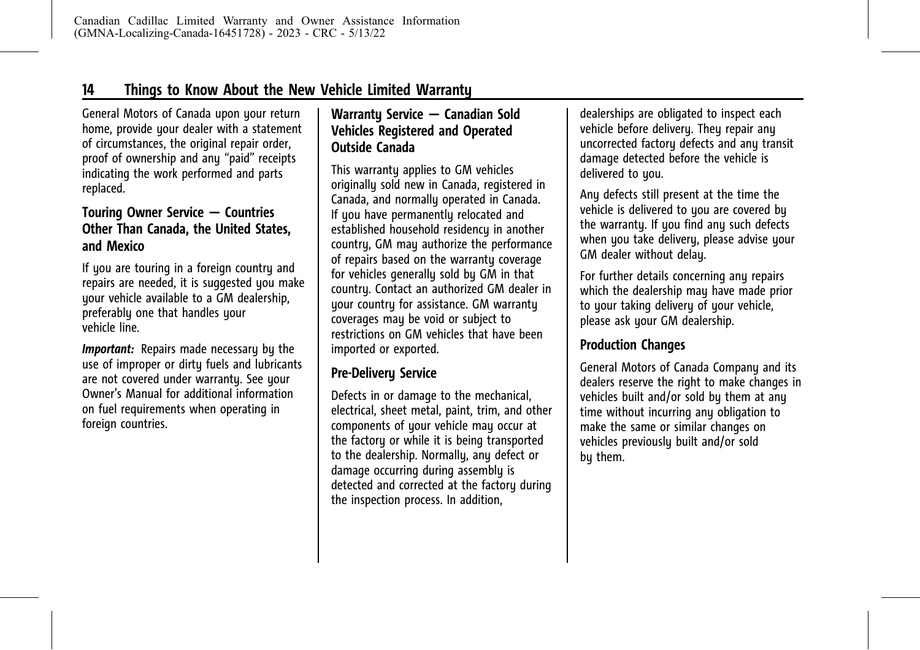General Motors of Canada upon your return home, provide your dealer with a statement of circumstances, the original repair order, proof of ownership and any "paid" receipts indicating the work performed and parts replaced.

### Touring Owner Service — Countries Other Than Canada, the United States, and Mexico

If you are touring in a foreign country and repairs are needed, it is suggested you make your vehicle available to a GM dealership, preferably one that handles your vehicle line.

***Important:*** Repairs made necessary by the use of improper or dirty fuels and lubricants are not covered under warranty. See your Owner's Manual for additional information on fuel requirements when operating in foreign countries.

### Warranty Service — Canadian Sold Vehicles Registered and Operated Outside Canada

This warranty applies to GM vehicles originally sold new in Canada, registered in Canada, and normally operated in Canada. If you have permanently relocated and established household residency in another country, GM may authorize the performance of repairs based on the warranty coverage for vehicles generally sold by GM in that country. Contact an authorized GM dealer in your country for assistance. GM warranty coverages may be void or subject to restrictions on GM vehicles that have been imported or exported.

### Pre-Delivery Service

Defects in or damage to the mechanical, electrical, sheet metal, paint, trim, and other components of your vehicle may occur at the factory or while it is being transported to the dealership. Normally, any defect or damage occurring during assembly is detected and corrected at the factory during the inspection process. In addition, dealerships are obligated to inspect each vehicle before delivery. They repair any uncorrected factory defects and any transit damage detected before the vehicle is delivered to you.

Any defects still present at the time the vehicle is delivered to you are covered by the warranty. If you find any such defects when you take delivery, please advise your GM dealer without delay.

For further details concerning any repairs which the dealership may have made prior to your taking delivery of your vehicle, please ask your GM dealership.

### Production Changes

General Motors of Canada Company and its dealers reserve the right to make changes in vehicles built and/or sold by them at any time without incurring any obligation to make the same or similar changes on vehicles previously built and/or sold by them.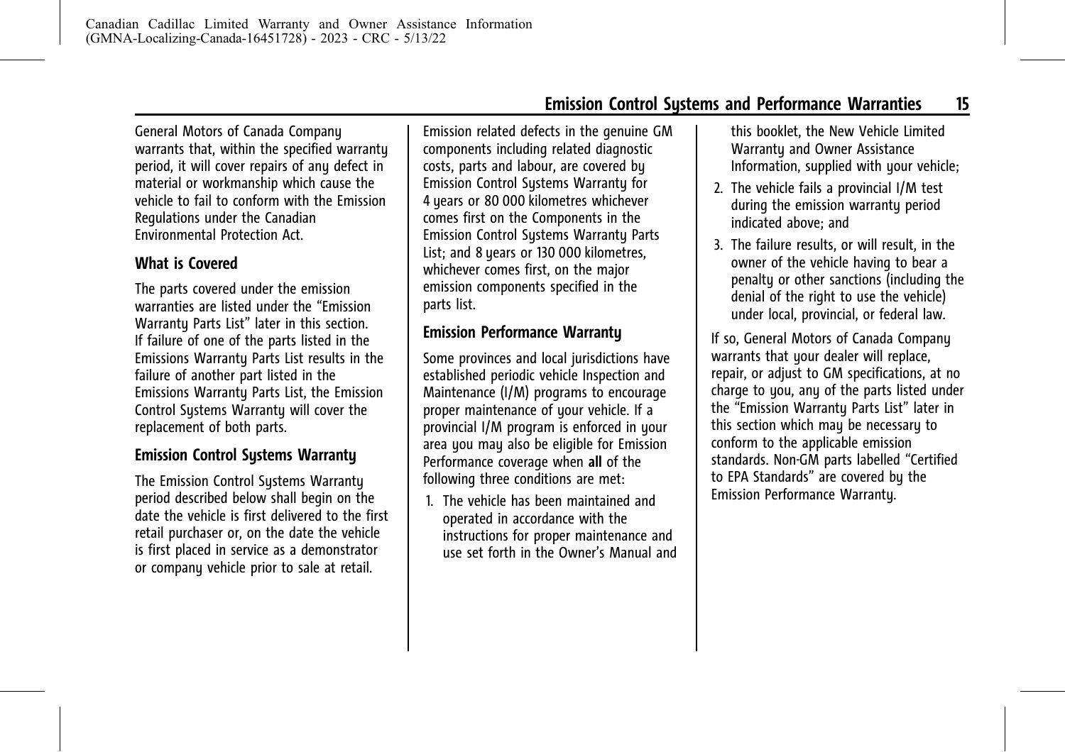General Motors of Canada Company warrants that, within the specified warranty period, it will cover repairs of any defect in material or workmanship which cause the vehicle to fail to conform with the Emission Regulations under the Canadian Environmental Protection Act.

### What is Covered

The parts covered under the emission warranties are listed under the "Emission Warranty Parts List" later in this section. If failure of one of the parts listed in the Emissions Warranty Parts List results in the failure of another part listed in the Emissions Warranty Parts List, the Emission Control Systems Warranty will cover the replacement of both parts.

### Emission Control Systems Warranty

The Emission Control Systems Warranty period described below shall begin on the date the vehicle is first delivered to the first retail purchaser or, on the date the vehicle is first placed in service as a demonstrator or company vehicle prior to sale at retail.

Emission related defects in the genuine GM components including related diagnostic costs, parts and labour, are covered by Emission Control Systems Warranty for 4 years or 80 000 kilometres whichever comes first on the Components in the Emission Control Systems Warranty Parts List; and 8 years or 130 000 kilometres, whichever comes first, on the major emission components specified in the parts list.

### Emission Performance Warranty

Some provinces and local jurisdictions have established periodic vehicle Inspection and Maintenance (I/M) programs to encourage proper maintenance of your vehicle. If a provincial I/M program is enforced in your area you may also be eligible for Emission Performance coverage when **all** of the following three conditions are met:

1. The vehicle has been maintained and operated in accordance with the instructions for proper maintenance and use set forth in the Owner's Manual and this booklet, the New Vehicle Limited Warranty and Owner Assistance Information, supplied with your vehicle;
2. The vehicle fails a provincial I/M test during the emission warranty period indicated above; and
3. The failure results, or will result, in the owner of the vehicle having to bear a penalty or other sanctions (including the denial of the right to use the vehicle) under local, provincial, or federal law.

If so, General Motors of Canada Company warrants that your dealer will replace, repair, or adjust to GM specifications, at no charge to you, any of the parts listed under the "Emission Warranty Parts List" later in this section which may be necessary to conform to the applicable emission standards. Non-GM parts labelled "Certified to EPA Standards" are covered by the Emission Performance Warranty.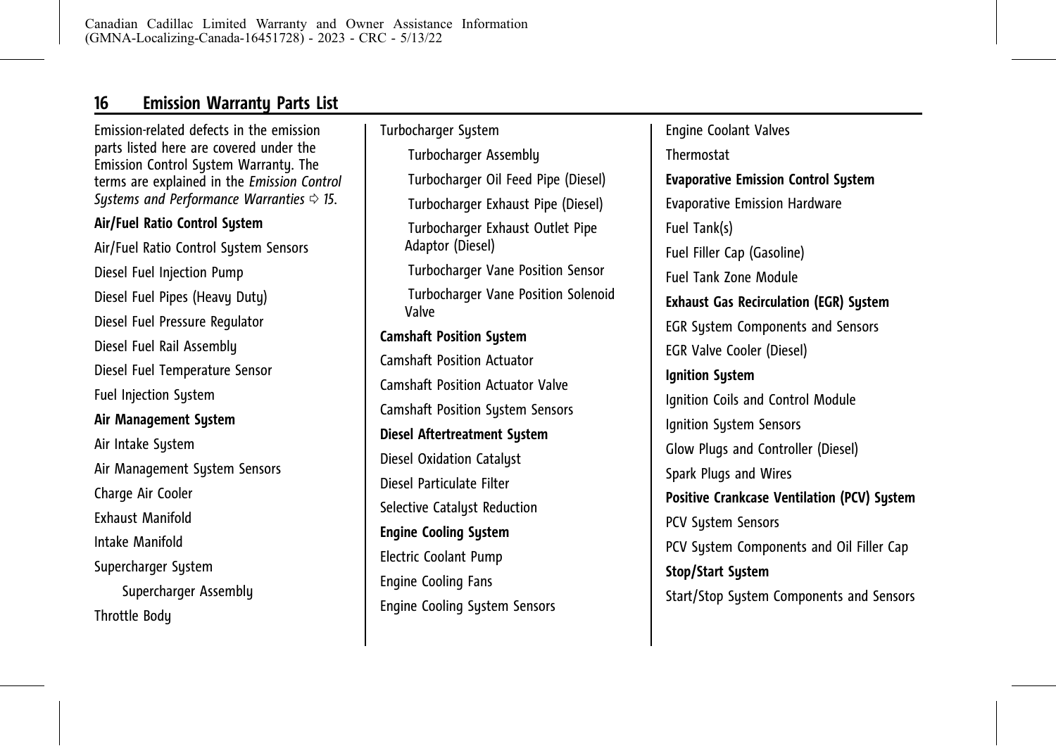## Emission Warranty Parts List

Emission-related defects in the emission parts listed here are covered under the Emission Control System Warranty. The terms are explained in the *Emission Control Systems and Performance Warranties* ⇨ *15*.

**Air/Fuel Ratio Control System**

Air/Fuel Ratio Control System Sensors

Diesel Fuel Injection Pump

Diesel Fuel Pipes (Heavy Duty)

Diesel Fuel Pressure Regulator

Diesel Fuel Rail Assembly

Diesel Fuel Temperature Sensor

Fuel Injection System

**Air Management System**

Air Intake System

Air Management System Sensors

Charge Air Cooler

Exhaust Manifold

Intake Manifold

Supercharger System

- Supercharger Assembly

Throttle Body

Turbocharger System

- Turbocharger Assembly
- Turbocharger Oil Feed Pipe (Diesel)
- Turbocharger Exhaust Pipe (Diesel)
- Turbocharger Exhaust Outlet Pipe Adaptor (Diesel)
- Turbocharger Vane Position Sensor
- Turbocharger Vane Position Solenoid Valve

**Camshaft Position System**

Camshaft Position Actuator

Camshaft Position Actuator Valve

Camshaft Position System Sensors

**Diesel Aftertreatment System**

Diesel Oxidation Catalyst

Diesel Particulate Filter

Selective Catalyst Reduction

**Engine Cooling System**

Electric Coolant Pump

Engine Cooling Fans

Engine Cooling System Sensors

Engine Coolant Valves

Thermostat

**Evaporative Emission Control System**

Evaporative Emission Hardware

Fuel Tank(s)

Fuel Filler Cap (Gasoline)

Fuel Tank Zone Module

**Exhaust Gas Recirculation (EGR) System**

EGR System Components and Sensors

EGR Valve Cooler (Diesel)

**Ignition System**

Ignition Coils and Control Module

Ignition System Sensors

Glow Plugs and Controller (Diesel)

Spark Plugs and Wires

**Positive Crankcase Ventilation (PCV) System**

PCV System Sensors

PCV System Components and Oil Filler Cap

**Stop/Start System**

Start/Stop System Components and Sensors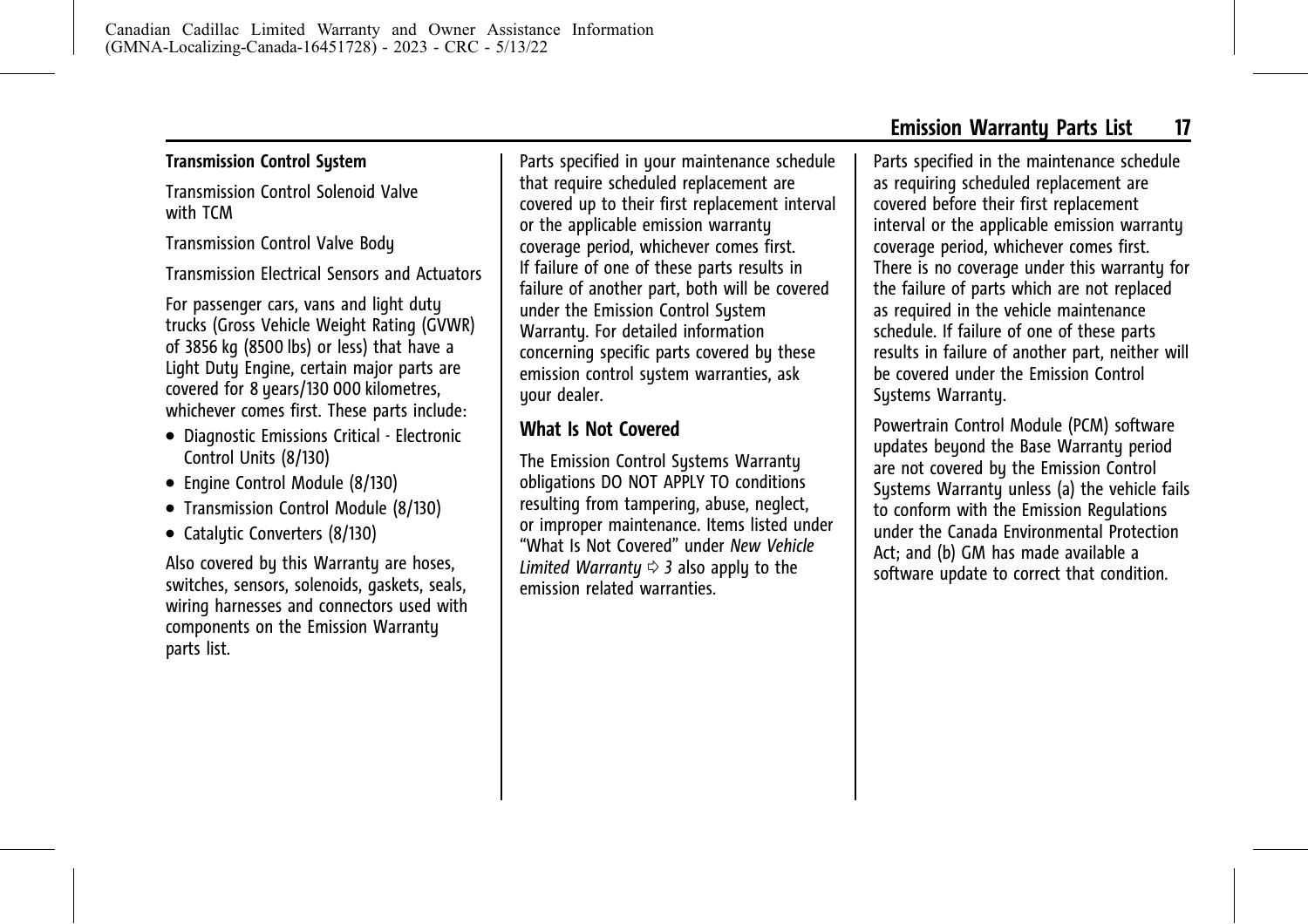**Transmission Control System**

Transmission Control Solenoid Valve with TCM

Transmission Control Valve Body

Transmission Electrical Sensors and Actuators

For passenger cars, vans and light duty trucks (Gross Vehicle Weight Rating (GVWR) of 3856 kg (8500 lbs) or less) that have a Light Duty Engine, certain major parts are covered for 8 years/130 000 kilometres, whichever comes first. These parts include:

- Diagnostic Emissions Critical - Electronic Control Units (8/130)
- Engine Control Module (8/130)
- Transmission Control Module (8/130)
- Catalytic Converters (8/130)

Also covered by this Warranty are hoses, switches, sensors, solenoids, gaskets, seals, wiring harnesses and connectors used with components on the Emission Warranty parts list.

Parts specified in your maintenance schedule that require scheduled replacement are covered up to their first replacement interval or the applicable emission warranty coverage period, whichever comes first. If failure of one of these parts results in failure of another part, both will be covered under the Emission Control System Warranty. For detailed information concerning specific parts covered by these emission control system warranties, ask your dealer.

## What Is Not Covered

The Emission Control Systems Warranty obligations DO NOT APPLY TO conditions resulting from tampering, abuse, neglect, or improper maintenance. Items listed under "What Is Not Covered" under *New Vehicle Limited Warranty* ⇨ *3* also apply to the emission related warranties.

Parts specified in the maintenance schedule as requiring scheduled replacement are covered before their first replacement interval or the applicable emission warranty coverage period, whichever comes first. There is no coverage under this warranty for the failure of parts which are not replaced as required in the vehicle maintenance schedule. If failure of one of these parts results in failure of another part, neither will be covered under the Emission Control Systems Warranty.

Powertrain Control Module (PCM) software updates beyond the Base Warranty period are not covered by the Emission Control Systems Warranty unless (a) the vehicle fails to conform with the Emission Regulations under the Canada Environmental Protection Act; and (b) GM has made available a software update to correct that condition.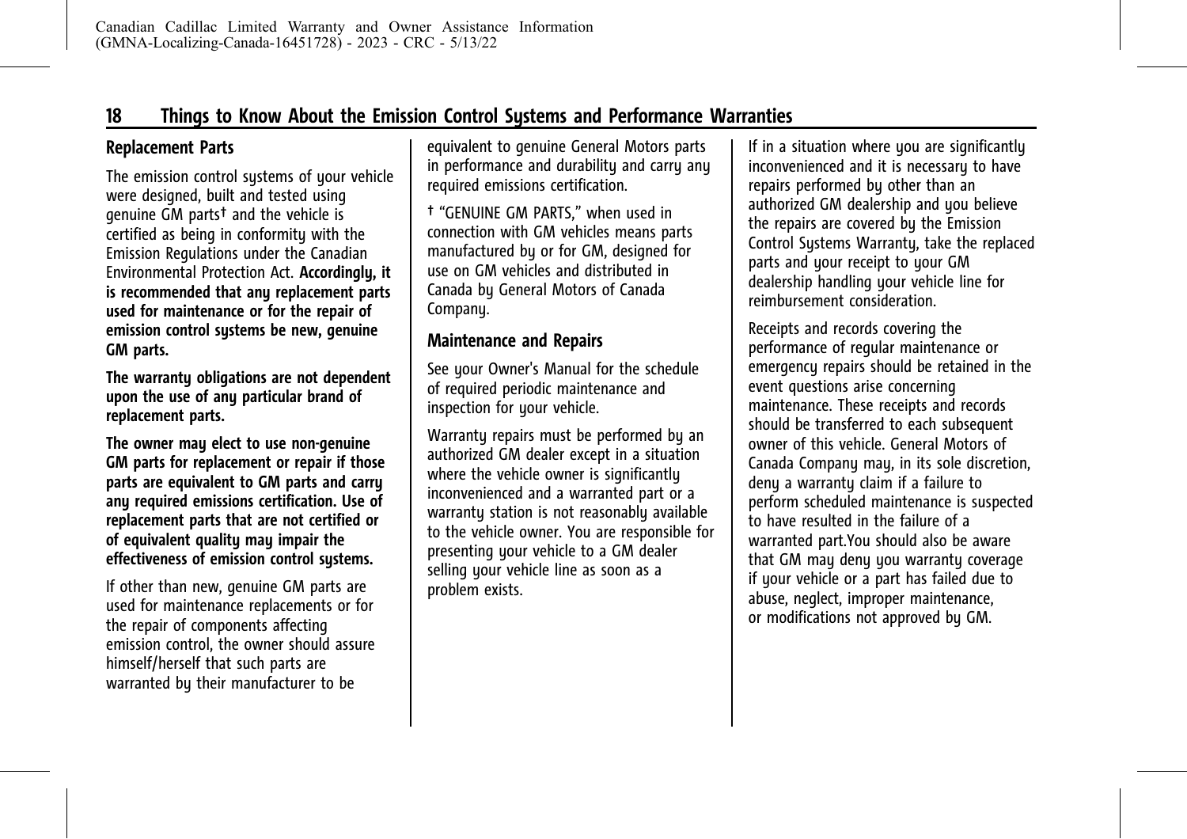## Replacement Parts

The emission control systems of your vehicle were designed, built and tested using genuine GM parts† and the vehicle is certified as being in conformity with the Emission Regulations under the Canadian Environmental Protection Act. **Accordingly, it is recommended that any replacement parts used for maintenance or for the repair of emission control systems be new, genuine GM parts.**

**The warranty obligations are not dependent upon the use of any particular brand of replacement parts.**

**The owner may elect to use non-genuine GM parts for replacement or repair if those parts are equivalent to GM parts and carry any required emissions certification. Use of replacement parts that are not certified or of equivalent quality may impair the effectiveness of emission control systems.**

If other than new, genuine GM parts are used for maintenance replacements or for the repair of components affecting emission control, the owner should assure himself/herself that such parts are warranted by their manufacturer to be equivalent to genuine General Motors parts in performance and durability and carry any required emissions certification.

† "GENUINE GM PARTS," when used in connection with GM vehicles means parts manufactured by or for GM, designed for use on GM vehicles and distributed in Canada by General Motors of Canada Company.

## Maintenance and Repairs

See your Owner's Manual for the schedule of required periodic maintenance and inspection for your vehicle.

Warranty repairs must be performed by an authorized GM dealer except in a situation where the vehicle owner is significantly inconvenienced and a warranted part or a warranty station is not reasonably available to the vehicle owner. You are responsible for presenting your vehicle to a GM dealer selling your vehicle line as soon as a problem exists.

If in a situation where you are significantly inconvenienced and it is necessary to have repairs performed by other than an authorized GM dealership and you believe the repairs are covered by the Emission Control Systems Warranty, take the replaced parts and your receipt to your GM dealership handling your vehicle line for reimbursement consideration.

Receipts and records covering the performance of regular maintenance or emergency repairs should be retained in the event questions arise concerning maintenance. These receipts and records should be transferred to each subsequent owner of this vehicle. General Motors of Canada Company may, in its sole discretion, deny a warranty claim if a failure to perform scheduled maintenance is suspected to have resulted in the failure of a warranted part.You should also be aware that GM may deny you warranty coverage if your vehicle or a part has failed due to abuse, neglect, improper maintenance, or modifications not approved by GM.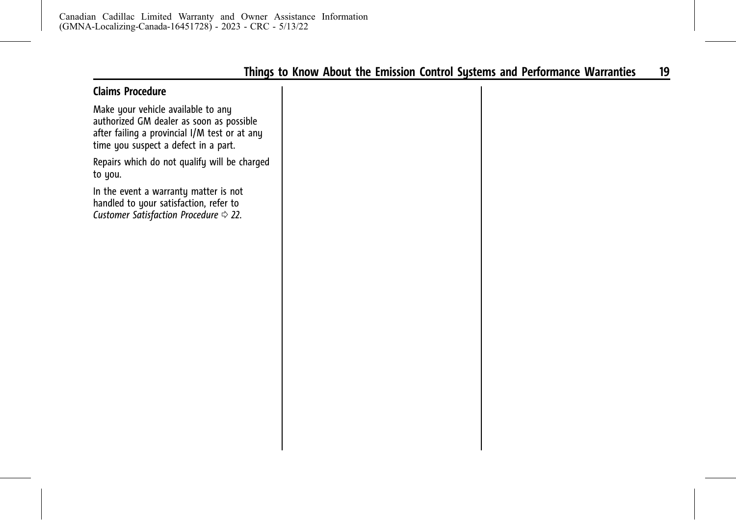### Claims Procedure

Make your vehicle available to any authorized GM dealer as soon as possible after failing a provincial I/M test or at any time you suspect a defect in a part.

Repairs which do not qualify will be charged to you.

In the event a warranty matter is not handled to your satisfaction, refer to *Customer Satisfaction Procedure ⇨ 22.*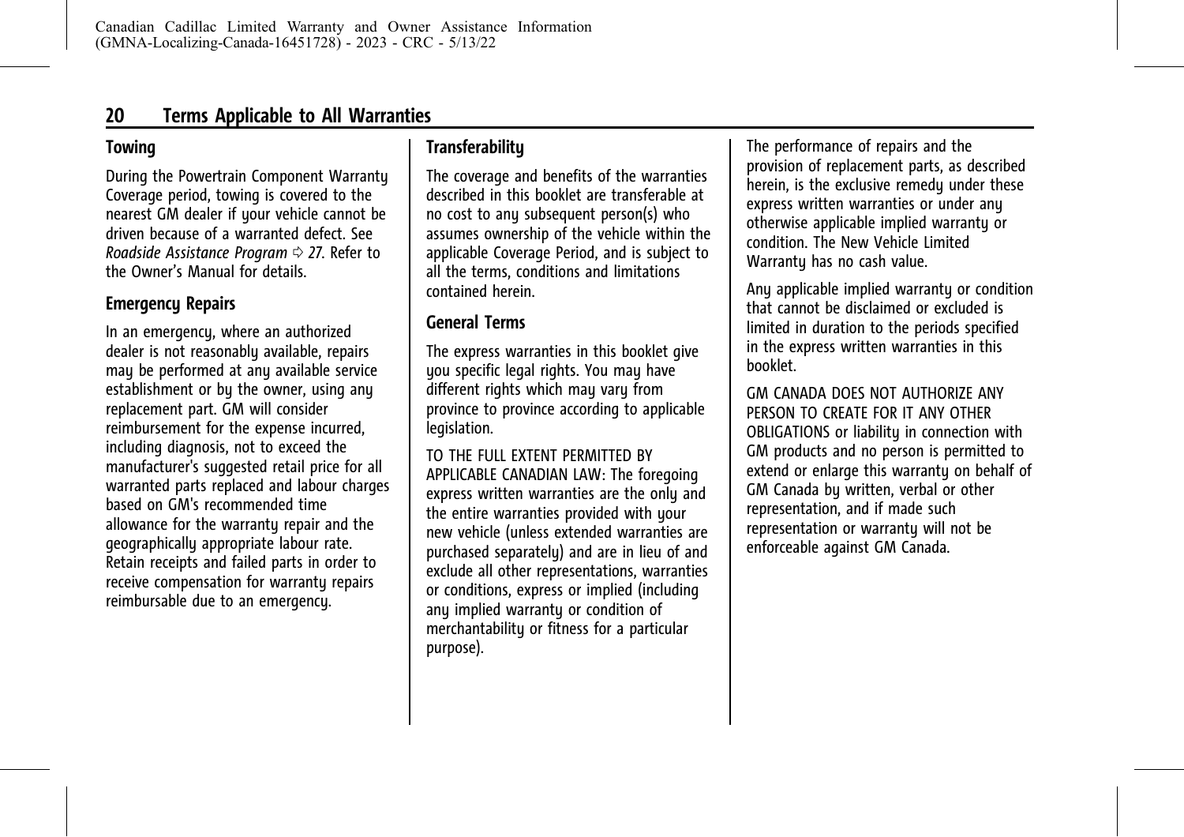## Terms Applicable to All Warranties

### Towing

During the Powertrain Component Warranty Coverage period, towing is covered to the nearest GM dealer if your vehicle cannot be driven because of a warranted defect. See *Roadside Assistance Program* ⇨ *27*. Refer to the Owner's Manual for details.

### Emergency Repairs

In an emergency, where an authorized dealer is not reasonably available, repairs may be performed at any available service establishment or by the owner, using any replacement part. GM will consider reimbursement for the expense incurred, including diagnosis, not to exceed the manufacturer's suggested retail price for all warranted parts replaced and labour charges based on GM's recommended time allowance for the warranty repair and the geographically appropriate labour rate. Retain receipts and failed parts in order to receive compensation for warranty repairs reimbursable due to an emergency.

### Transferability

The coverage and benefits of the warranties described in this booklet are transferable at no cost to any subsequent person(s) who assumes ownership of the vehicle within the applicable Coverage Period, and is subject to all the terms, conditions and limitations contained herein.

### General Terms

The express warranties in this booklet give you specific legal rights. You may have different rights which may vary from province to province according to applicable legislation.

TO THE FULL EXTENT PERMITTED BY APPLICABLE CANADIAN LAW: The foregoing express written warranties are the only and the entire warranties provided with your new vehicle (unless extended warranties are purchased separately) and are in lieu of and exclude all other representations, warranties or conditions, express or implied (including any implied warranty or condition of merchantability or fitness for a particular purpose).

The performance of repairs and the provision of replacement parts, as described herein, is the exclusive remedy under these express written warranties or under any otherwise applicable implied warranty or condition. The New Vehicle Limited Warranty has no cash value.

Any applicable implied warranty or condition that cannot be disclaimed or excluded is limited in duration to the periods specified in the express written warranties in this booklet.

GM CANADA DOES NOT AUTHORIZE ANY PERSON TO CREATE FOR IT ANY OTHER OBLIGATIONS or liability in connection with GM products and no person is permitted to extend or enlarge this warranty on behalf of GM Canada by written, verbal or other representation, and if made such representation or warranty will not be enforceable against GM Canada.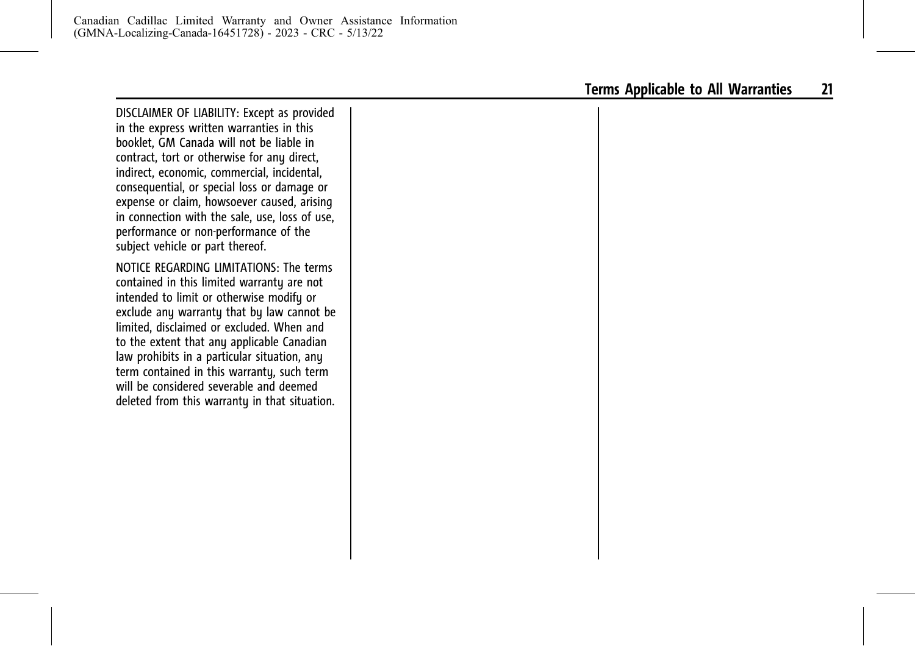DISCLAIMER OF LIABILITY: Except as provided in the express written warranties in this booklet, GM Canada will not be liable in contract, tort or otherwise for any direct, indirect, economic, commercial, incidental, consequential, or special loss or damage or expense or claim, howsoever caused, arising in connection with the sale, use, loss of use, performance or non-performance of the subject vehicle or part thereof.

NOTICE REGARDING LIMITATIONS: The terms contained in this limited warranty are not intended to limit or otherwise modify or exclude any warranty that by law cannot be limited, disclaimed or excluded. When and to the extent that any applicable Canadian law prohibits in a particular situation, any term contained in this warranty, such term will be considered severable and deemed deleted from this warranty in that situation.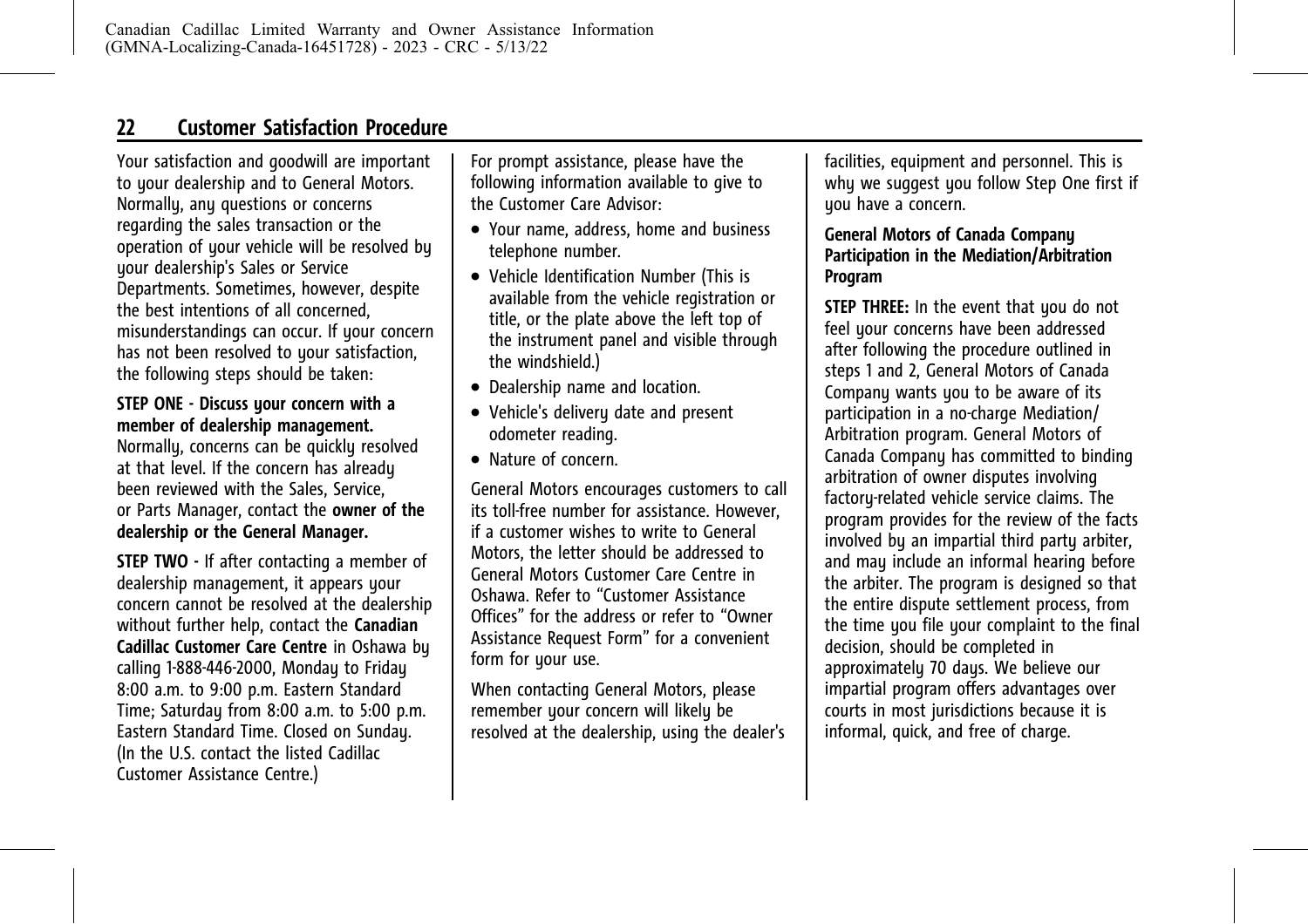## Customer Satisfaction Procedure

Your satisfaction and goodwill are important to your dealership and to General Motors. Normally, any questions or concerns regarding the sales transaction or the operation of your vehicle will be resolved by your dealership's Sales or Service Departments. Sometimes, however, despite the best intentions of all concerned, misunderstandings can occur. If your concern has not been resolved to your satisfaction, the following steps should be taken:

**STEP ONE - Discuss your concern with a member of dealership management.** Normally, concerns can be quickly resolved at that level. If the concern has already been reviewed with the Sales, Service, or Parts Manager, contact the **owner of the dealership or the General Manager.**

**STEP TWO -** If after contacting a member of dealership management, it appears your concern cannot be resolved at the dealership without further help, contact the **Canadian Cadillac Customer Care Centre** in Oshawa by calling 1-888-446-2000, Monday to Friday 8:00 a.m. to 9:00 p.m. Eastern Standard Time; Saturday from 8:00 a.m. to 5:00 p.m. Eastern Standard Time. Closed on Sunday. (In the U.S. contact the listed Cadillac Customer Assistance Centre.)

For prompt assistance, please have the following information available to give to the Customer Care Advisor:

- Your name, address, home and business telephone number.
- Vehicle Identification Number (This is available from the vehicle registration or title, or the plate above the left top of the instrument panel and visible through the windshield.)
- Dealership name and location.
- Vehicle's delivery date and present odometer reading.
- Nature of concern.

General Motors encourages customers to call its toll-free number for assistance. However, if a customer wishes to write to General Motors, the letter should be addressed to General Motors Customer Care Centre in Oshawa. Refer to "Customer Assistance Offices" for the address or refer to "Owner Assistance Request Form" for a convenient form for your use.

When contacting General Motors, please remember your concern will likely be resolved at the dealership, using the dealer's facilities, equipment and personnel. This is why we suggest you follow Step One first if you have a concern.

**General Motors of Canada Company Participation in the Mediation/Arbitration Program**

**STEP THREE:** In the event that you do not feel your concerns have been addressed after following the procedure outlined in steps 1 and 2, General Motors of Canada Company wants you to be aware of its participation in a no-charge Mediation/ Arbitration program. General Motors of Canada Company has committed to binding arbitration of owner disputes involving factory-related vehicle service claims. The program provides for the review of the facts involved by an impartial third party arbiter, and may include an informal hearing before the arbiter. The program is designed so that the entire dispute settlement process, from the time you file your complaint to the final decision, should be completed in approximately 70 days. We believe our impartial program offers advantages over courts in most jurisdictions because it is informal, quick, and free of charge.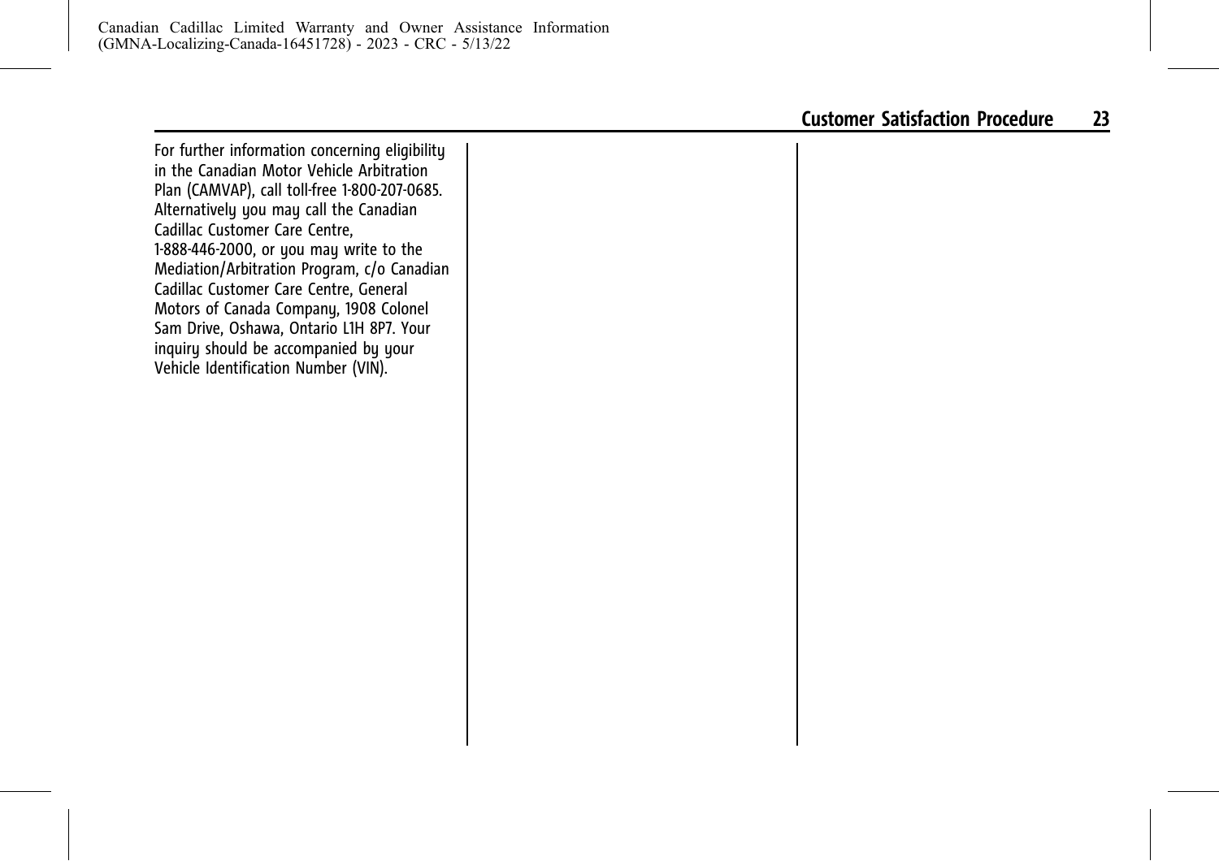For further information concerning eligibility in the Canadian Motor Vehicle Arbitration Plan (CAMVAP), call toll-free 1-800-207-0685. Alternatively you may call the Canadian Cadillac Customer Care Centre, 1-888-446-2000, or you may write to the Mediation/Arbitration Program, c/o Canadian Cadillac Customer Care Centre, General Motors of Canada Company, 1908 Colonel Sam Drive, Oshawa, Ontario L1H 8P7. Your inquiry should be accompanied by your Vehicle Identification Number (VIN).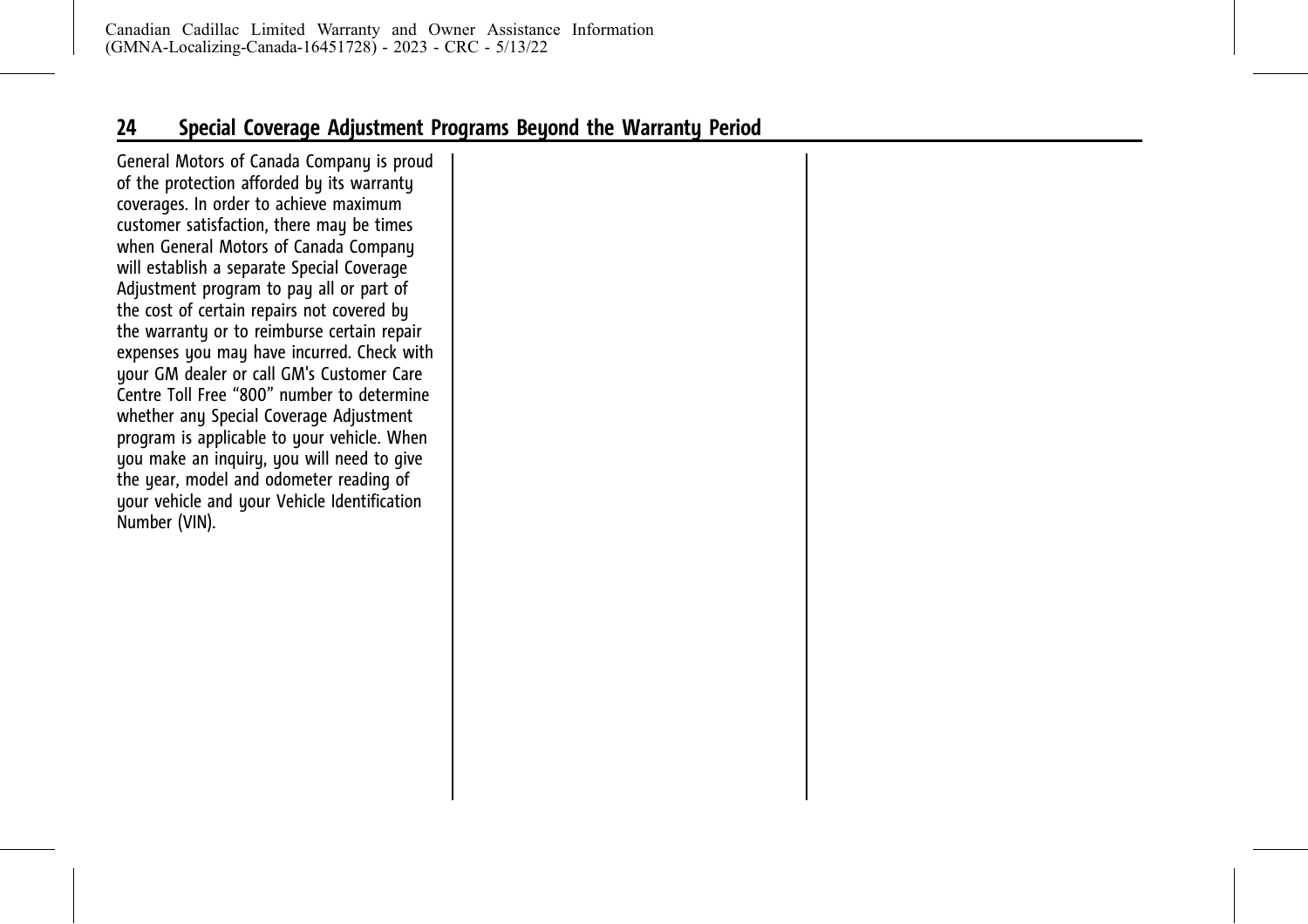## Special Coverage Adjustment Programs Beyond the Warranty Period

General Motors of Canada Company is proud of the protection afforded by its warranty coverages. In order to achieve maximum customer satisfaction, there may be times when General Motors of Canada Company will establish a separate Special Coverage Adjustment program to pay all or part of the cost of certain repairs not covered by the warranty or to reimburse certain repair expenses you may have incurred. Check with your GM dealer or call GM's Customer Care Centre Toll Free "800" number to determine whether any Special Coverage Adjustment program is applicable to your vehicle. When you make an inquiry, you will need to give the year, model and odometer reading of your vehicle and your Vehicle Identification Number (VIN).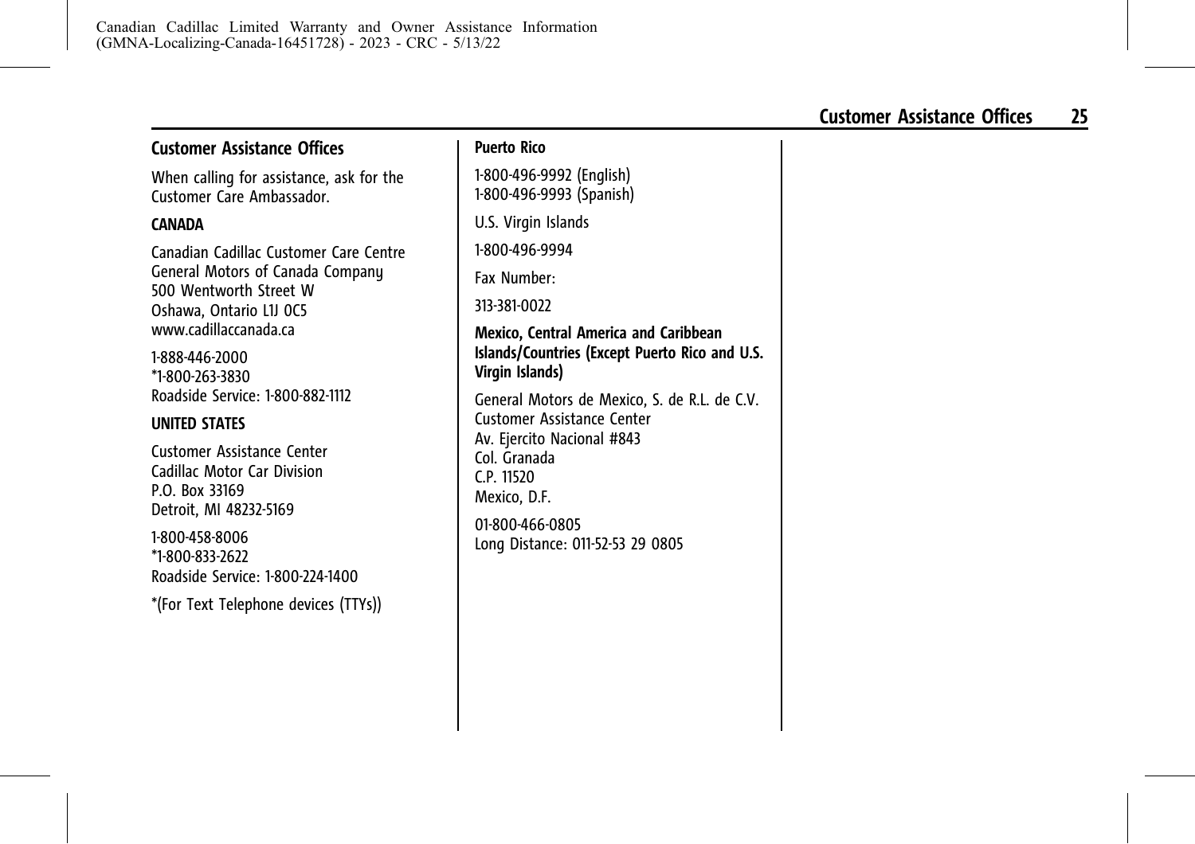## Customer Assistance Offices

When calling for assistance, ask for the Customer Care Ambassador.

**CANADA**

Canadian Cadillac Customer Care Centre
General Motors of Canada Company
500 Wentworth Street W
Oshawa, Ontario L1J 0C5
www.cadillaccanada.ca

1-888-446-2000
*1-800-263-3830
Roadside Service: 1-800-882-1112

**UNITED STATES**

Customer Assistance Center
Cadillac Motor Car Division
P.O. Box 33169
Detroit, MI 48232-5169

1-800-458-8006
*1-800-833-2622
Roadside Service: 1-800-224-1400

*(For Text Telephone devices (TTYs))

**Puerto Rico**

1-800-496-9992 (English)
1-800-496-9993 (Spanish)

U.S. Virgin Islands

1-800-496-9994

Fax Number:

313-381-0022

**Mexico, Central America and Caribbean Islands/Countries (Except Puerto Rico and U.S. Virgin Islands)**

General Motors de Mexico, S. de R.L. de C.V.
Customer Assistance Center
Av. Ejercito Nacional #843
Col. Granada
C.P. 11520
Mexico, D.F.

01-800-466-0805
Long Distance: 011-52-53 29 0805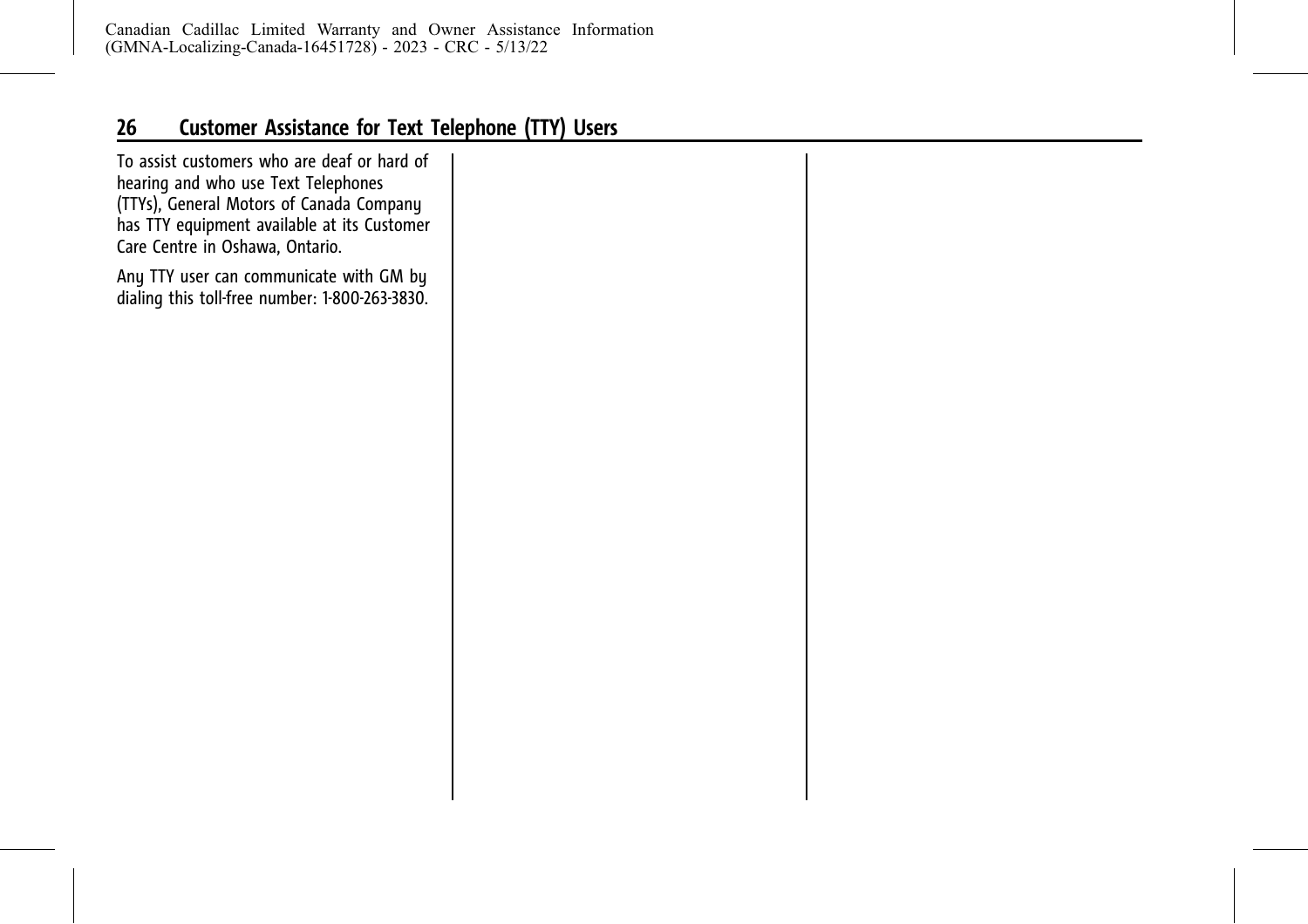# Customer Assistance for Text Telephone (TTY) Users

To assist customers who are deaf or hard of hearing and who use Text Telephones (TTYs), General Motors of Canada Company has TTY equipment available at its Customer Care Centre in Oshawa, Ontario.

Any TTY user can communicate with GM by dialing this toll-free number: 1-800-263-3830.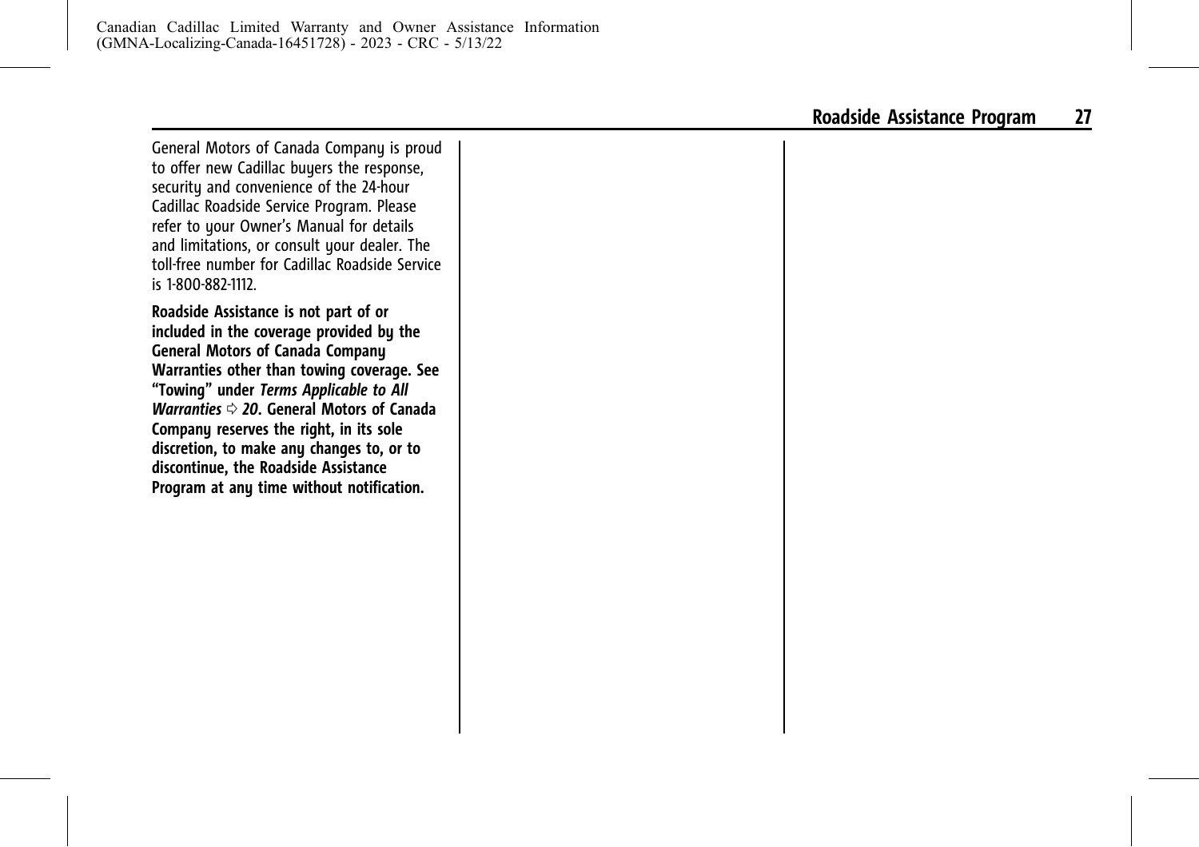General Motors of Canada Company is proud to offer new Cadillac buyers the response, security and convenience of the 24-hour Cadillac Roadside Service Program. Please refer to your Owner's Manual for details and limitations, or consult your dealer. The toll-free number for Cadillac Roadside Service is 1-800-882-1112.

**Roadside Assistance is not part of or included in the coverage provided by the General Motors of Canada Company Warranties other than towing coverage. See "Towing" under *Terms Applicable to All Warranties* ⇨ *20*. General Motors of Canada Company reserves the right, in its sole discretion, to make any changes to, or to discontinue, the Roadside Assistance Program at any time without notification.**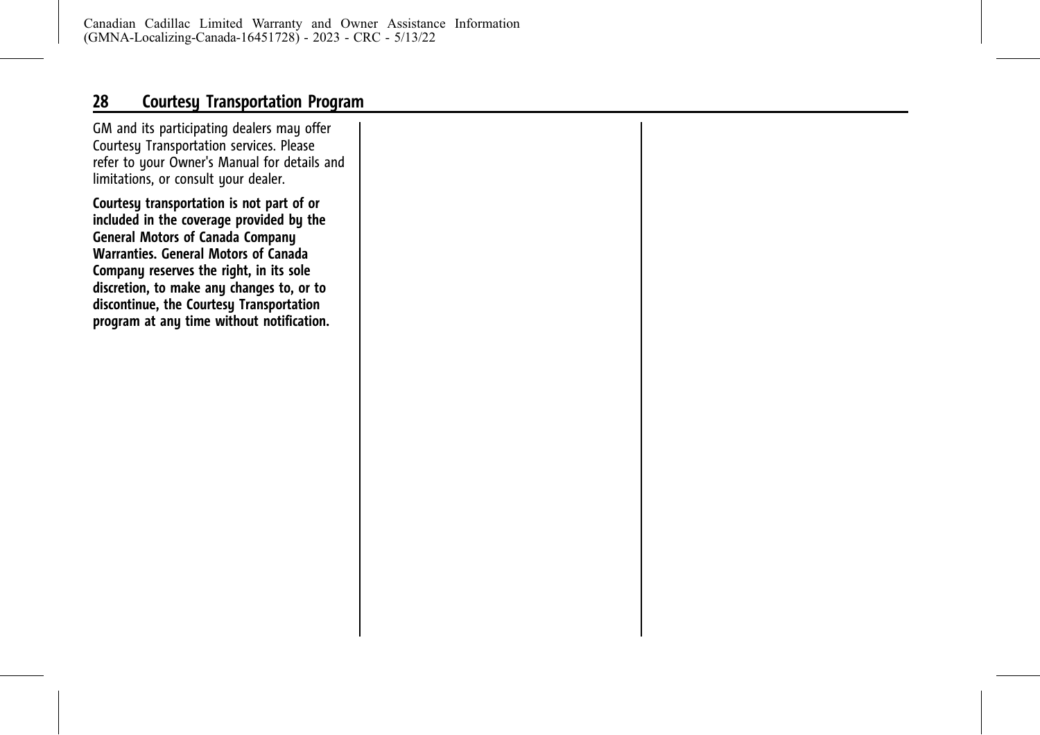## Courtesy Transportation Program

GM and its participating dealers may offer Courtesy Transportation services. Please refer to your Owner's Manual for details and limitations, or consult your dealer.

**Courtesy transportation is not part of or included in the coverage provided by the General Motors of Canada Company Warranties. General Motors of Canada Company reserves the right, in its sole discretion, to make any changes to, or to discontinue, the Courtesy Transportation program at any time without notification.**